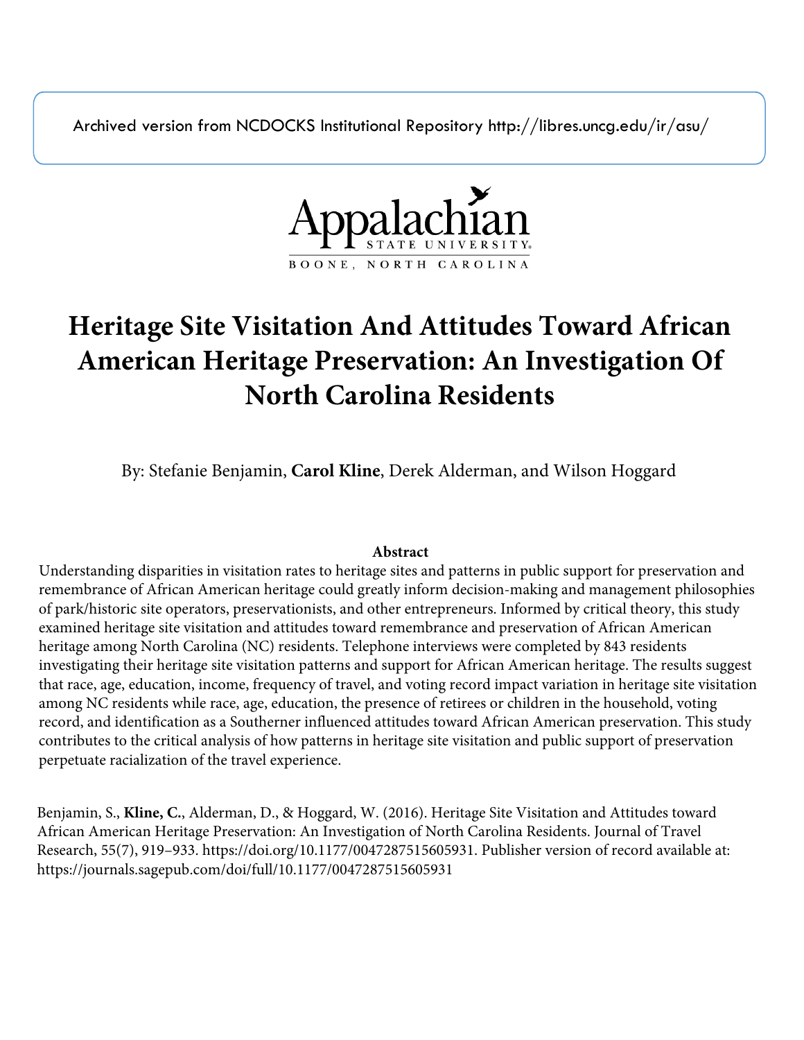Archived version from NCDOCKS Institutional Repository http://libres.uncg.edu/ir/asu/

Appalachian
STATE UNIVERSITY
BOONE, NORTH CAROLINA

# Heritage Site Visitation And Attitudes Toward African American Heritage Preservation: An Investigation Of North Carolina Residents

By: Stefanie Benjamin, **Carol Kline**, Derek Alderman, and Wilson Hoggard

**Abstract**

Understanding disparities in visitation rates to heritage sites and patterns in public support for preservation and remembrance of African American heritage could greatly inform decision-making and management philosophies of park/historic site operators, preservationists, and other entrepreneurs. Informed by critical theory, this study examined heritage site visitation and attitudes toward remembrance and preservation of African American heritage among North Carolina (NC) residents. Telephone interviews were completed by 843 residents investigating their heritage site visitation patterns and support for African American heritage. The results suggest that race, age, education, income, frequency of travel, and voting record impact variation in heritage site visitation among NC residents while race, age, education, the presence of retirees or children in the household, voting record, and identification as a Southerner influenced attitudes toward African American preservation. This study contributes to the critical analysis of how patterns in heritage site visitation and public support of preservation perpetuate racialization of the travel experience.

Benjamin, S., **Kline, C.**, Alderman, D., & Hoggard, W. (2016). Heritage Site Visitation and Attitudes toward African American Heritage Preservation: An Investigation of North Carolina Residents. Journal of Travel Research, 55(7), 919–933. https://doi.org/10.1177/0047287515605931. Publisher version of record available at: https://journals.sagepub.com/doi/full/10.1177/0047287515605931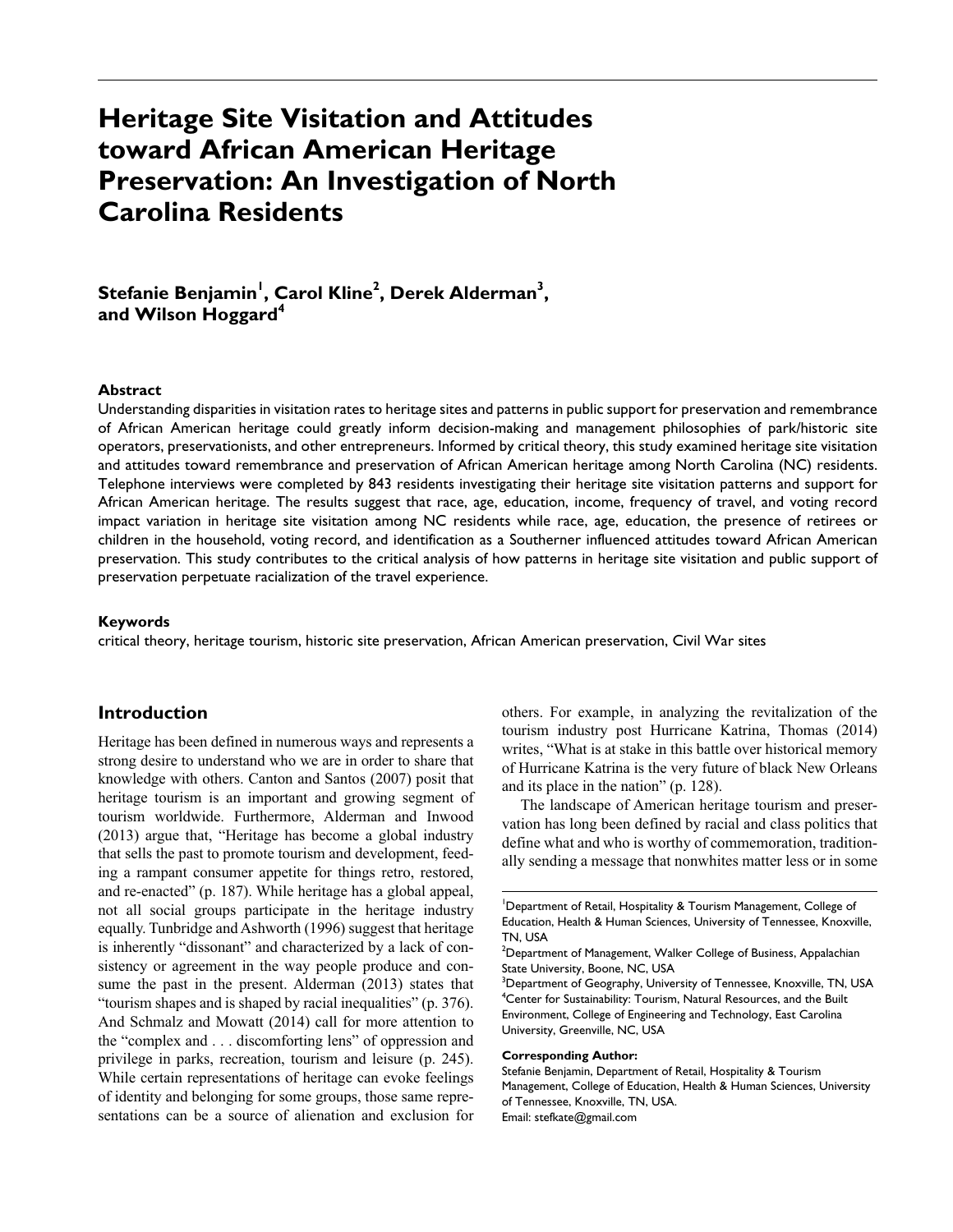# Heritage Site Visitation and Attitudes toward African American Heritage Preservation: An Investigation of North Carolina Residents

**Stefanie Benjamin[1], Carol Kline[2], Derek Alderman[3], and Wilson Hoggard[4]**

### Abstract

Understanding disparities in visitation rates to heritage sites and patterns in public support for preservation and remembrance of African American heritage could greatly inform decision-making and management philosophies of park/historic site operators, preservationists, and other entrepreneurs. Informed by critical theory, this study examined heritage site visitation and attitudes toward remembrance and preservation of African American heritage among North Carolina (NC) residents. Telephone interviews were completed by 843 residents investigating their heritage site visitation patterns and support for African American heritage. The results suggest that race, age, education, income, frequency of travel, and voting record impact variation in heritage site visitation among NC residents while race, age, education, the presence of retirees or children in the household, voting record, and identification as a Southerner influenced attitudes toward African American preservation. This study contributes to the critical analysis of how patterns in heritage site visitation and public support of preservation perpetuate racialization of the travel experience.

### Keywords

critical theory, heritage tourism, historic site preservation, African American preservation, Civil War sites

## Introduction

Heritage has been defined in numerous ways and represents a strong desire to understand who we are in order to share that knowledge with others. Canton and Santos (2007) posit that heritage tourism is an important and growing segment of tourism worldwide. Furthermore, Alderman and Inwood (2013) argue that, "Heritage has become a global industry that sells the past to promote tourism and development, feeding a rampant consumer appetite for things retro, restored, and re-enacted" (p. 187). While heritage has a global appeal, not all social groups participate in the heritage industry equally. Tunbridge and Ashworth (1996) suggest that heritage is inherently "dissonant" and characterized by a lack of consistency or agreement in the way people produce and consume the past in the present. Alderman (2013) states that "tourism shapes and is shaped by racial inequalities" (p. 376). And Schmalz and Mowatt (2014) call for more attention to the "complex and . . . discomforting lens" of oppression and privilege in parks, recreation, tourism and leisure (p. 245). While certain representations of heritage can evoke feelings of identity and belonging for some groups, those same representations can be a source of alienation and exclusion for others. For example, in analyzing the revitalization of the tourism industry post Hurricane Katrina, Thomas (2014) writes, "What is at stake in this battle over historical memory of Hurricane Katrina is the very future of black New Orleans and its place in the nation" (p. 128).

The landscape of American heritage tourism and preservation has long been defined by racial and class politics that define what and who is worthy of commemoration, traditionally sending a message that nonwhites matter less or in some

---

[1]Department of Retail, Hospitality & Tourism Management, College of Education, Health & Human Sciences, University of Tennessee, Knoxville, TN, USA
[2]Department of Management, Walker College of Business, Appalachian State University, Boone, NC, USA
[3]Department of Geography, University of Tennessee, Knoxville, TN, USA
[4]Center for Sustainability: Tourism, Natural Resources, and the Built Environment, College of Engineering and Technology, East Carolina University, Greenville, NC, USA

**Corresponding Author:**
Stefanie Benjamin, Department of Retail, Hospitality & Tourism Management, College of Education, Health & Human Sciences, University of Tennessee, Knoxville, TN, USA.
Email: stefkate@gmail.com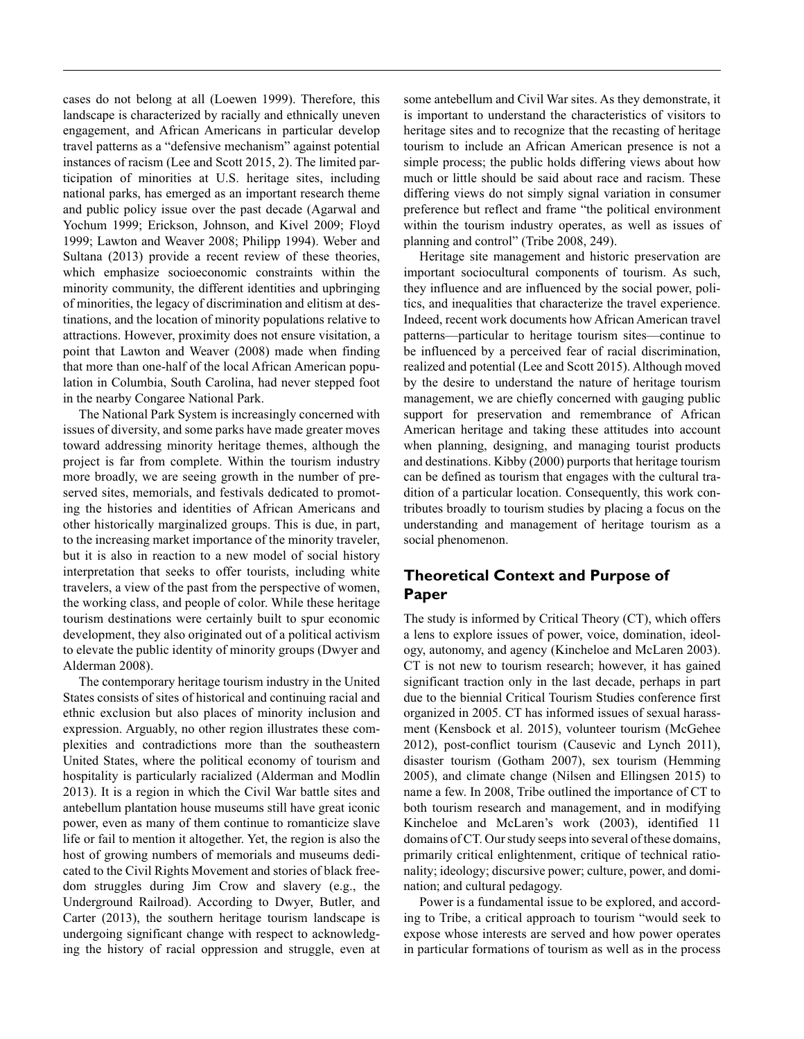cases do not belong at all (Loewen 1999). Therefore, this landscape is characterized by racially and ethnically uneven engagement, and African Americans in particular develop travel patterns as a "defensive mechanism" against potential instances of racism (Lee and Scott 2015, 2). The limited participation of minorities at U.S. heritage sites, including national parks, has emerged as an important research theme and public policy issue over the past decade (Agarwal and Yochum 1999; Erickson, Johnson, and Kivel 2009; Floyd 1999; Lawton and Weaver 2008; Philipp 1994). Weber and Sultana (2013) provide a recent review of these theories, which emphasize socioeconomic constraints within the minority community, the different identities and upbringing of minorities, the legacy of discrimination and elitism at destinations, and the location of minority populations relative to attractions. However, proximity does not ensure visitation, a point that Lawton and Weaver (2008) made when finding that more than one-half of the local African American population in Columbia, South Carolina, had never stepped foot in the nearby Congaree National Park.

The National Park System is increasingly concerned with issues of diversity, and some parks have made greater moves toward addressing minority heritage themes, although the project is far from complete. Within the tourism industry more broadly, we are seeing growth in the number of preserved sites, memorials, and festivals dedicated to promoting the histories and identities of African Americans and other historically marginalized groups. This is due, in part, to the increasing market importance of the minority traveler, but it is also in reaction to a new model of social history interpretation that seeks to offer tourists, including white travelers, a view of the past from the perspective of women, the working class, and people of color. While these heritage tourism destinations were certainly built to spur economic development, they also originated out of a political activism to elevate the public identity of minority groups (Dwyer and Alderman 2008).

The contemporary heritage tourism industry in the United States consists of sites of historical and continuing racial and ethnic exclusion but also places of minority inclusion and expression. Arguably, no other region illustrates these complexities and contradictions more than the southeastern United States, where the political economy of tourism and hospitality is particularly racialized (Alderman and Modlin 2013). It is a region in which the Civil War battle sites and antebellum plantation house museums still have great iconic power, even as many of them continue to romanticize slave life or fail to mention it altogether. Yet, the region is also the host of growing numbers of memorials and museums dedicated to the Civil Rights Movement and stories of black freedom struggles during Jim Crow and slavery (e.g., the Underground Railroad). According to Dwyer, Butler, and Carter (2013), the southern heritage tourism landscape is undergoing significant change with respect to acknowledging the history of racial oppression and struggle, even at some antebellum and Civil War sites. As they demonstrate, it is important to understand the characteristics of visitors to heritage sites and to recognize that the recasting of heritage tourism to include an African American presence is not a simple process; the public holds differing views about how much or little should be said about race and racism. These differing views do not simply signal variation in consumer preference but reflect and frame "the political environment within the tourism industry operates, as well as issues of planning and control" (Tribe 2008, 249).

Heritage site management and historic preservation are important sociocultural components of tourism. As such, they influence and are influenced by the social power, politics, and inequalities that characterize the travel experience. Indeed, recent work documents how African American travel patterns—particular to heritage tourism sites—continue to be influenced by a perceived fear of racial discrimination, realized and potential (Lee and Scott 2015). Although moved by the desire to understand the nature of heritage tourism management, we are chiefly concerned with gauging public support for preservation and remembrance of African American heritage and taking these attitudes into account when planning, designing, and managing tourist products and destinations. Kibby (2000) purports that heritage tourism can be defined as tourism that engages with the cultural tradition of a particular location. Consequently, this work contributes broadly to tourism studies by placing a focus on the understanding and management of heritage tourism as a social phenomenon.

## Theoretical Context and Purpose of Paper

The study is informed by Critical Theory (CT), which offers a lens to explore issues of power, voice, domination, ideology, autonomy, and agency (Kincheloe and McLaren 2003). CT is not new to tourism research; however, it has gained significant traction only in the last decade, perhaps in part due to the biennial Critical Tourism Studies conference first organized in 2005. CT has informed issues of sexual harassment (Kensbock et al. 2015), volunteer tourism (McGehee 2012), post-conflict tourism (Causevic and Lynch 2011), disaster tourism (Gotham 2007), sex tourism (Hemming 2005), and climate change (Nilsen and Ellingsen 2015) to name a few. In 2008, Tribe outlined the importance of CT to both tourism research and management, and in modifying Kincheloe and McLaren's work (2003), identified 11 domains of CT. Our study seeps into several of these domains, primarily critical enlightenment, critique of technical rationality; ideology; discursive power; culture, power, and domination; and cultural pedagogy.

Power is a fundamental issue to be explored, and according to Tribe, a critical approach to tourism "would seek to expose whose interests are served and how power operates in particular formations of tourism as well as in the process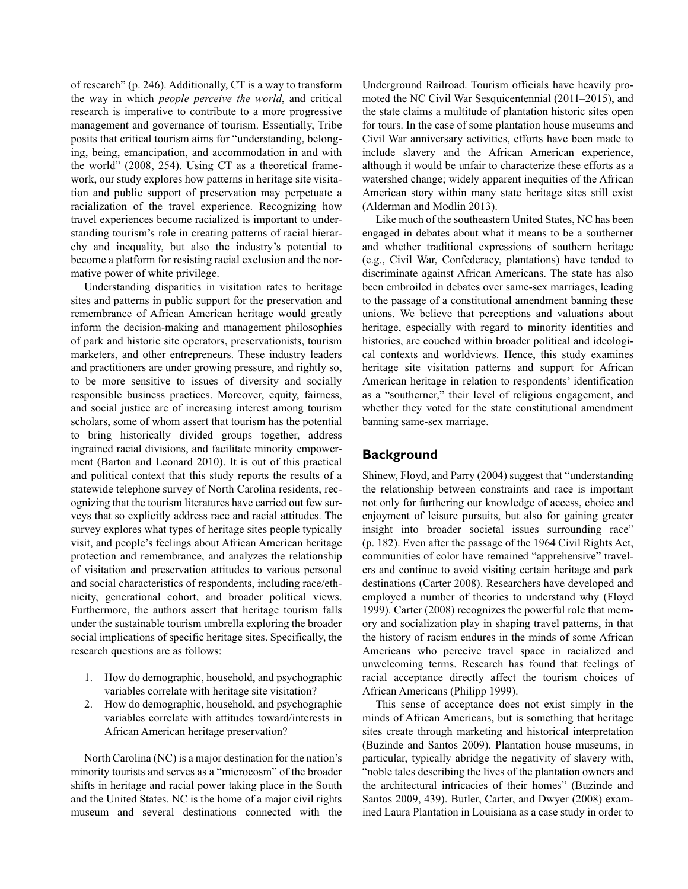of research" (p. 246). Additionally, CT is a way to transform the way in which *people perceive the world*, and critical research is imperative to contribute to a more progressive management and governance of tourism. Essentially, Tribe posits that critical tourism aims for "understanding, belonging, being, emancipation, and accommodation in and with the world" (2008, 254). Using CT as a theoretical framework, our study explores how patterns in heritage site visitation and public support of preservation may perpetuate a racialization of the travel experience. Recognizing how travel experiences become racialized is important to understanding tourism's role in creating patterns of racial hierarchy and inequality, but also the industry's potential to become a platform for resisting racial exclusion and the normative power of white privilege.

Understanding disparities in visitation rates to heritage sites and patterns in public support for the preservation and remembrance of African American heritage would greatly inform the decision-making and management philosophies of park and historic site operators, preservationists, tourism marketers, and other entrepreneurs. These industry leaders and practitioners are under growing pressure, and rightly so, to be more sensitive to issues of diversity and socially responsible business practices. Moreover, equity, fairness, and social justice are of increasing interest among tourism scholars, some of whom assert that tourism has the potential to bring historically divided groups together, address ingrained racial divisions, and facilitate minority empowerment (Barton and Leonard 2010). It is out of this practical and political context that this study reports the results of a statewide telephone survey of North Carolina residents, recognizing that the tourism literatures have carried out few surveys that so explicitly address race and racial attitudes. The survey explores what types of heritage sites people typically visit, and people's feelings about African American heritage protection and remembrance, and analyzes the relationship of visitation and preservation attitudes to various personal and social characteristics of respondents, including race/ethnicity, generational cohort, and broader political views. Furthermore, the authors assert that heritage tourism falls under the sustainable tourism umbrella exploring the broader social implications of specific heritage sites. Specifically, the research questions are as follows:

1. How do demographic, household, and psychographic variables correlate with heritage site visitation?
2. How do demographic, household, and psychographic variables correlate with attitudes toward/interests in African American heritage preservation?

North Carolina (NC) is a major destination for the nation's minority tourists and serves as a "microcosm" of the broader shifts in heritage and racial power taking place in the South and the United States. NC is the home of a major civil rights museum and several destinations connected with the Underground Railroad. Tourism officials have heavily promoted the NC Civil War Sesquicentennial (2011–2015), and the state claims a multitude of plantation historic sites open for tours. In the case of some plantation house museums and Civil War anniversary activities, efforts have been made to include slavery and the African American experience, although it would be unfair to characterize these efforts as a watershed change; widely apparent inequities of the African American story within many state heritage sites still exist (Alderman and Modlin 2013).

Like much of the southeastern United States, NC has been engaged in debates about what it means to be a southerner and whether traditional expressions of southern heritage (e.g., Civil War, Confederacy, plantations) have tended to discriminate against African Americans. The state has also been embroiled in debates over same-sex marriages, leading to the passage of a constitutional amendment banning these unions. We believe that perceptions and valuations about heritage, especially with regard to minority identities and histories, are couched within broader political and ideological contexts and worldviews. Hence, this study examines heritage site visitation patterns and support for African American heritage in relation to respondents' identification as a "southerner," their level of religious engagement, and whether they voted for the state constitutional amendment banning same-sex marriage.

## Background

Shinew, Floyd, and Parry (2004) suggest that "understanding the relationship between constraints and race is important not only for furthering our knowledge of access, choice and enjoyment of leisure pursuits, but also for gaining greater insight into broader societal issues surrounding race" (p. 182). Even after the passage of the 1964 Civil Rights Act, communities of color have remained "apprehensive" travelers and continue to avoid visiting certain heritage and park destinations (Carter 2008). Researchers have developed and employed a number of theories to understand why (Floyd 1999). Carter (2008) recognizes the powerful role that memory and socialization play in shaping travel patterns, in that the history of racism endures in the minds of some African Americans who perceive travel space in racialized and unwelcoming terms. Research has found that feelings of racial acceptance directly affect the tourism choices of African Americans (Philipp 1999).

This sense of acceptance does not exist simply in the minds of African Americans, but is something that heritage sites create through marketing and historical interpretation (Buzinde and Santos 2009). Plantation house museums, in particular, typically abridge the negativity of slavery with, "noble tales describing the lives of the plantation owners and the architectural intricacies of their homes" (Buzinde and Santos 2009, 439). Butler, Carter, and Dwyer (2008) examined Laura Plantation in Louisiana as a case study in order to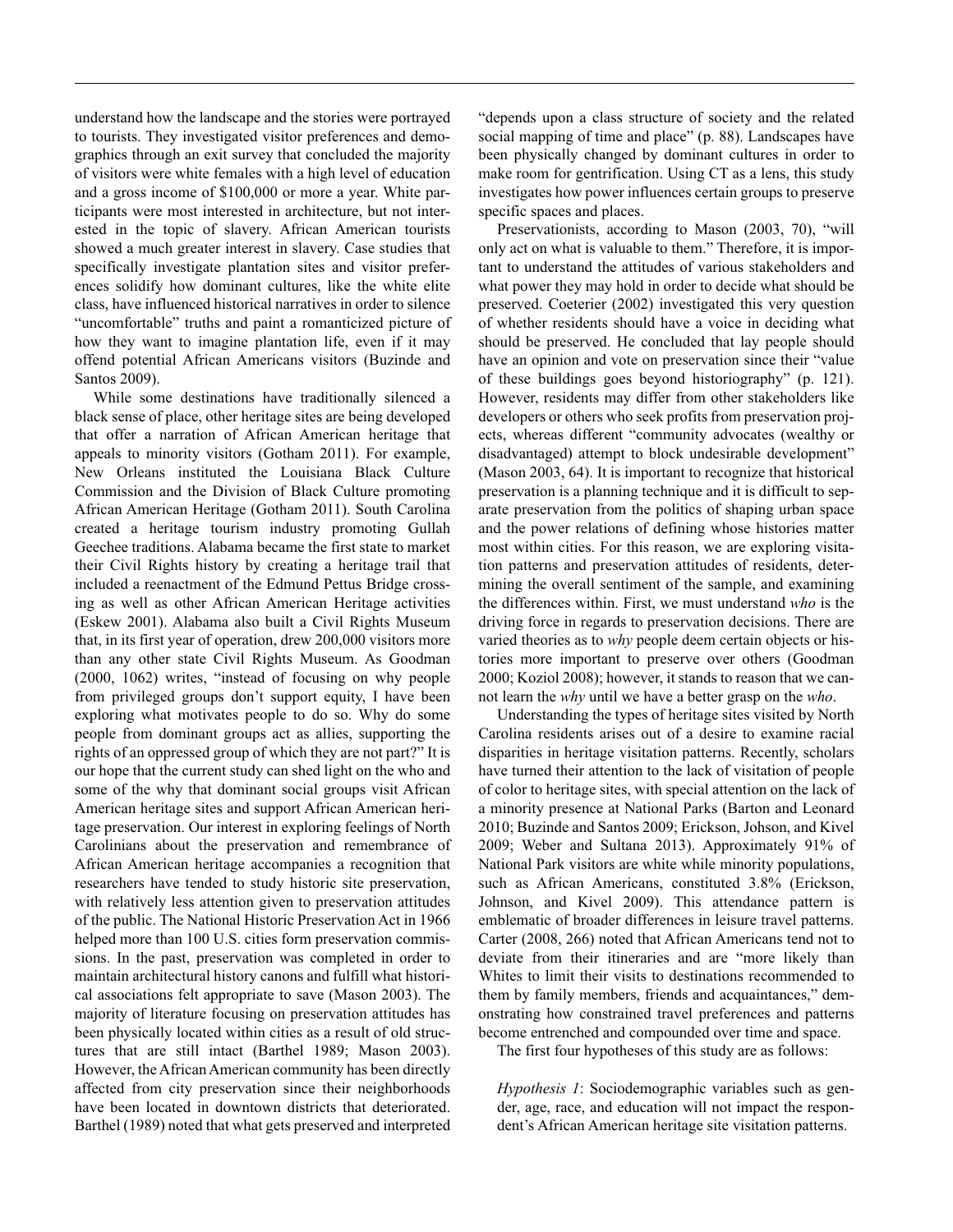understand how the landscape and the stories were portrayed to tourists. They investigated visitor preferences and demographics through an exit survey that concluded the majority of visitors were white females with a high level of education and a gross income of $100,000 or more a year. White participants were most interested in architecture, but not interested in the topic of slavery. African American tourists showed a much greater interest in slavery. Case studies that specifically investigate plantation sites and visitor preferences solidify how dominant cultures, like the white elite class, have influenced historical narratives in order to silence "uncomfortable" truths and paint a romanticized picture of how they want to imagine plantation life, even if it may offend potential African Americans visitors (Buzinde and Santos 2009).

While some destinations have traditionally silenced a black sense of place, other heritage sites are being developed that offer a narration of African American heritage that appeals to minority visitors (Gotham 2011). For example, New Orleans instituted the Louisiana Black Culture Commission and the Division of Black Culture promoting African American Heritage (Gotham 2011). South Carolina created a heritage tourism industry promoting Gullah Geechee traditions. Alabama became the first state to market their Civil Rights history by creating a heritage trail that included a reenactment of the Edmund Pettus Bridge crossing as well as other African American Heritage activities (Eskew 2001). Alabama also built a Civil Rights Museum that, in its first year of operation, drew 200,000 visitors more than any other state Civil Rights Museum. As Goodman (2000, 1062) writes, "instead of focusing on why people from privileged groups don't support equity, I have been exploring what motivates people to do so. Why do some people from dominant groups act as allies, supporting the rights of an oppressed group of which they are not part?" It is our hope that the current study can shed light on the who and some of the why that dominant social groups visit African American heritage sites and support African American heritage preservation. Our interest in exploring feelings of North Carolinians about the preservation and remembrance of African American heritage accompanies a recognition that researchers have tended to study historic site preservation, with relatively less attention given to preservation attitudes of the public. The National Historic Preservation Act in 1966 helped more than 100 U.S. cities form preservation commissions. In the past, preservation was completed in order to maintain architectural history canons and fulfill what historical associations felt appropriate to save (Mason 2003). The majority of literature focusing on preservation attitudes has been physically located within cities as a result of old structures that are still intact (Barthel 1989; Mason 2003). However, the African American community has been directly affected from city preservation since their neighborhoods have been located in downtown districts that deteriorated. Barthel (1989) noted that what gets preserved and interpreted "depends upon a class structure of society and the related social mapping of time and place" (p. 88). Landscapes have been physically changed by dominant cultures in order to make room for gentrification. Using CT as a lens, this study investigates how power influences certain groups to preserve specific spaces and places.

Preservationists, according to Mason (2003, 70), "will only act on what is valuable to them." Therefore, it is important to understand the attitudes of various stakeholders and what power they may hold in order to decide what should be preserved. Coeterier (2002) investigated this very question of whether residents should have a voice in deciding what should be preserved. He concluded that lay people should have an opinion and vote on preservation since their "value of these buildings goes beyond historiography" (p. 121). However, residents may differ from other stakeholders like developers or others who seek profits from preservation projects, whereas different "community advocates (wealthy or disadvantaged) attempt to block undesirable development" (Mason 2003, 64). It is important to recognize that historical preservation is a planning technique and it is difficult to separate preservation from the politics of shaping urban space and the power relations of defining whose histories matter most within cities. For this reason, we are exploring visitation patterns and preservation attitudes of residents, determining the overall sentiment of the sample, and examining the differences within. First, we must understand *who* is the driving force in regards to preservation decisions. There are varied theories as to *why* people deem certain objects or histories more important to preserve over others (Goodman 2000; Koziol 2008); however, it stands to reason that we cannot learn the *why* until we have a better grasp on the *who*.

Understanding the types of heritage sites visited by North Carolina residents arises out of a desire to examine racial disparities in heritage visitation patterns. Recently, scholars have turned their attention to the lack of visitation of people of color to heritage sites, with special attention on the lack of a minority presence at National Parks (Barton and Leonard 2010; Buzinde and Santos 2009; Erickson, Johson, and Kivel 2009; Weber and Sultana 2013). Approximately 91% of National Park visitors are white while minority populations, such as African Americans, constituted 3.8% (Erickson, Johnson, and Kivel 2009). This attendance pattern is emblematic of broader differences in leisure travel patterns. Carter (2008, 266) noted that African Americans tend not to deviate from their itineraries and are "more likely than Whites to limit their visits to destinations recommended to them by family members, friends and acquaintances," demonstrating how constrained travel preferences and patterns become entrenched and compounded over time and space.

The first four hypotheses of this study are as follows:

> *Hypothesis 1*: Sociodemographic variables such as gender, age, race, and education will not impact the respondent's African American heritage site visitation patterns.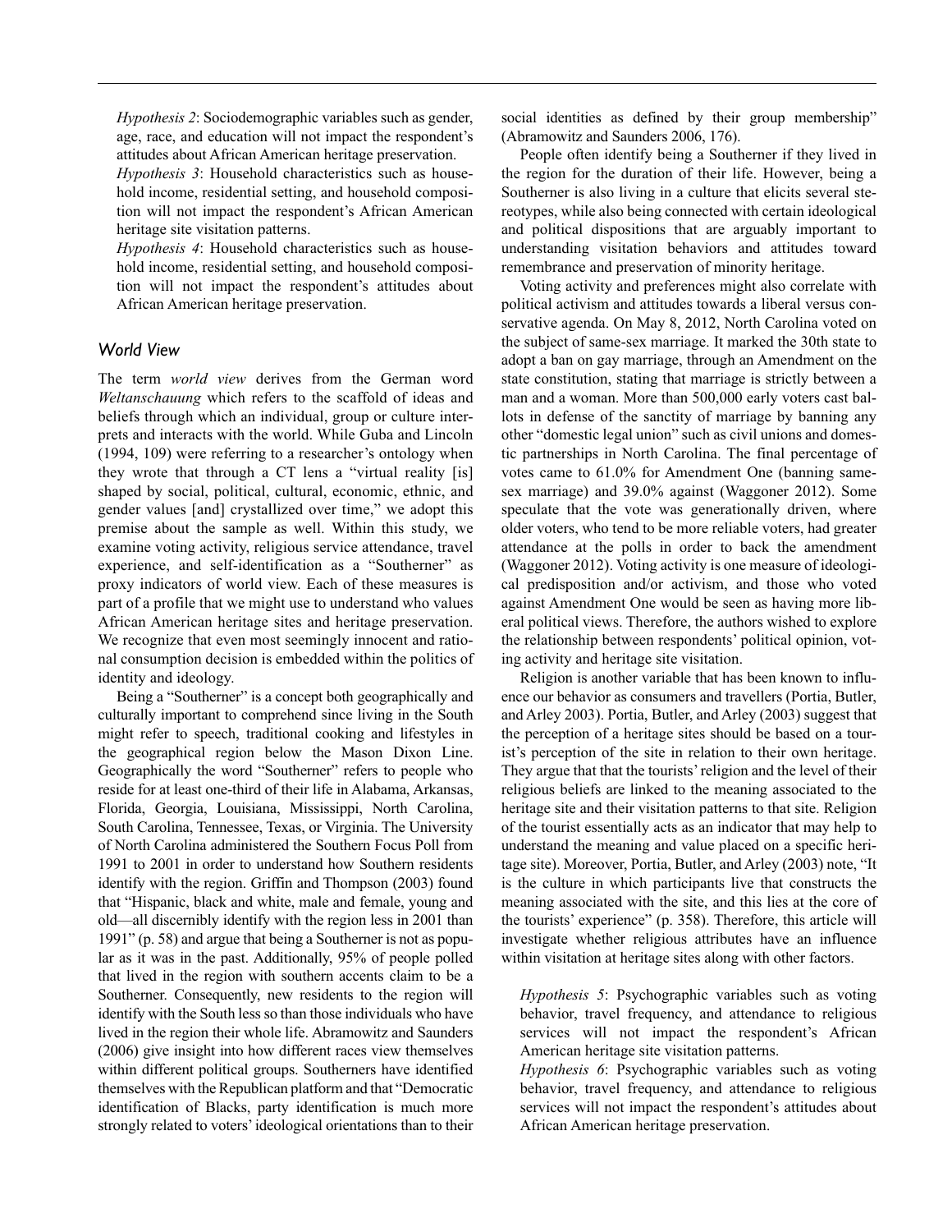*Hypothesis 2*: Sociodemographic variables such as gender, age, race, and education will not impact the respondent's attitudes about African American heritage preservation.

*Hypothesis 3*: Household characteristics such as household income, residential setting, and household composition will not impact the respondent's African American heritage site visitation patterns.

*Hypothesis 4*: Household characteristics such as household income, residential setting, and household composition will not impact the respondent's attitudes about African American heritage preservation.

### *World View*

The term *world view* derives from the German word *Weltanschauung* which refers to the scaffold of ideas and beliefs through which an individual, group or culture interprets and interacts with the world. While Guba and Lincoln (1994, 109) were referring to a researcher's ontology when they wrote that through a CT lens a "virtual reality [is] shaped by social, political, cultural, economic, ethnic, and gender values [and] crystallized over time," we adopt this premise about the sample as well. Within this study, we examine voting activity, religious service attendance, travel experience, and self-identification as a "Southerner" as proxy indicators of world view. Each of these measures is part of a profile that we might use to understand who values African American heritage sites and heritage preservation. We recognize that even most seemingly innocent and rational consumption decision is embedded within the politics of identity and ideology.

Being a "Southerner" is a concept both geographically and culturally important to comprehend since living in the South might refer to speech, traditional cooking and lifestyles in the geographical region below the Mason Dixon Line. Geographically the word "Southerner" refers to people who reside for at least one-third of their life in Alabama, Arkansas, Florida, Georgia, Louisiana, Mississippi, North Carolina, South Carolina, Tennessee, Texas, or Virginia. The University of North Carolina administered the Southern Focus Poll from 1991 to 2001 in order to understand how Southern residents identify with the region. Griffin and Thompson (2003) found that "Hispanic, black and white, male and female, young and old—all discernibly identify with the region less in 2001 than 1991" (p. 58) and argue that being a Southerner is not as popular as it was in the past. Additionally, 95% of people polled that lived in the region with southern accents claim to be a Southerner. Consequently, new residents to the region will identify with the South less so than those individuals who have lived in the region their whole life. Abramowitz and Saunders (2006) give insight into how different races view themselves within different political groups. Southerners have identified themselves with the Republican platform and that "Democratic identification of Blacks, party identification is much more strongly related to voters' ideological orientations than to their social identities as defined by their group membership" (Abramowitz and Saunders 2006, 176).

People often identify being a Southerner if they lived in the region for the duration of their life. However, being a Southerner is also living in a culture that elicits several stereotypes, while also being connected with certain ideological and political dispositions that are arguably important to understanding visitation behaviors and attitudes toward remembrance and preservation of minority heritage.

Voting activity and preferences might also correlate with political activism and attitudes towards a liberal versus conservative agenda. On May 8, 2012, North Carolina voted on the subject of same-sex marriage. It marked the 30th state to adopt a ban on gay marriage, through an Amendment on the state constitution, stating that marriage is strictly between a man and a woman. More than 500,000 early voters cast ballots in defense of the sanctity of marriage by banning any other "domestic legal union" such as civil unions and domestic partnerships in North Carolina. The final percentage of votes came to 61.0% for Amendment One (banning same-sex marriage) and 39.0% against (Waggoner 2012). Some speculate that the vote was generationally driven, where older voters, who tend to be more reliable voters, had greater attendance at the polls in order to back the amendment (Waggoner 2012). Voting activity is one measure of ideological predisposition and/or activism, and those who voted against Amendment One would be seen as having more liberal political views. Therefore, the authors wished to explore the relationship between respondents' political opinion, voting activity and heritage site visitation.

Religion is another variable that has been known to influence our behavior as consumers and travellers (Portia, Butler, and Arley 2003). Portia, Butler, and Arley (2003) suggest that the perception of a heritage sites should be based on a tourist's perception of the site in relation to their own heritage. They argue that that the tourists' religion and the level of their religious beliefs are linked to the meaning associated to the heritage site and their visitation patterns to that site. Religion of the tourist essentially acts as an indicator that may help to understand the meaning and value placed on a specific heritage site). Moreover, Portia, Butler, and Arley (2003) note, "It is the culture in which participants live that constructs the meaning associated with the site, and this lies at the core of the tourists' experience" (p. 358). Therefore, this article will investigate whether religious attributes have an influence within visitation at heritage sites along with other factors.

*Hypothesis 5*: Psychographic variables such as voting behavior, travel frequency, and attendance to religious services will not impact the respondent's African American heritage site visitation patterns.

*Hypothesis 6*: Psychographic variables such as voting behavior, travel frequency, and attendance to religious services will not impact the respondent's attitudes about African American heritage preservation.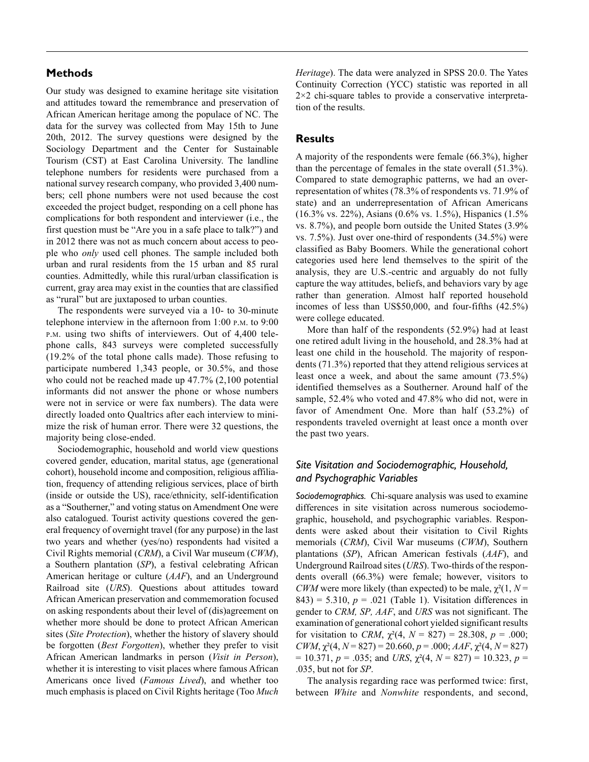## Methods

Our study was designed to examine heritage site visitation and attitudes toward the remembrance and preservation of African American heritage among the populace of NC. The data for the survey was collected from May 15th to June 20th, 2012. The survey questions were designed by the Sociology Department and the Center for Sustainable Tourism (CST) at East Carolina University. The landline telephone numbers for residents were purchased from a national survey research company, who provided 3,400 numbers; cell phone numbers were not used because the cost exceeded the project budget, responding on a cell phone has complications for both respondent and interviewer (i.e., the first question must be "Are you in a safe place to talk?") and in 2012 there was not as much concern about access to people who *only* used cell phones. The sample included both urban and rural residents from the 15 urban and 85 rural counties. Admittedly, while this rural/urban classification is current, gray area may exist in the counties that are classified as "rural" but are juxtaposed to urban counties.

The respondents were surveyed via a 10- to 30-minute telephone interview in the afternoon from 1:00 P.M. to 9:00 P.M. using two shifts of interviewers. Out of 4,400 telephone calls, 843 surveys were completed successfully (19.2% of the total phone calls made). Those refusing to participate numbered 1,343 people, or 30.5%, and those who could not be reached made up 47.7% (2,100 potential informants did not answer the phone or whose numbers were not in service or were fax numbers). The data were directly loaded onto Qualtrics after each interview to minimize the risk of human error. There were 32 questions, the majority being close-ended.

Sociodemographic, household and world view questions covered gender, education, marital status, age (generational cohort), household income and composition, religious affiliation, frequency of attending religious services, place of birth (inside or outside the US), race/ethnicity, self-identification as a "Southerner," and voting status on Amendment One were also catalogued. Tourist activity questions covered the general frequency of overnight travel (for any purpose) in the last two years and whether (yes/no) respondents had visited a Civil Rights memorial (*CRM*), a Civil War museum (*CWM*), a Southern plantation (*SP*), a festival celebrating African American heritage or culture (*AAF*), and an Underground Railroad site (*URS*). Questions about attitudes toward African American preservation and commemoration focused on asking respondents about their level of (dis)agreement on whether more should be done to protect African American sites (*Site Protection*), whether the history of slavery should be forgotten (*Best Forgotten*), whether they prefer to visit African American landmarks in person (*Visit in Person*), whether it is interesting to visit places where famous African Americans once lived (*Famous Lived*), and whether too much emphasis is placed on Civil Rights heritage (Too *Much Heritage*). The data were analyzed in SPSS 20.0. The Yates Continuity Correction (YCC) statistic was reported in all 2×2 chi-square tables to provide a conservative interpretation of the results.

## Results

A majority of the respondents were female (66.3%), higher than the percentage of females in the state overall (51.3%). Compared to state demographic patterns, we had an overrepresentation of whites (78.3% of respondents vs. 71.9% of state) and an underrepresentation of African Americans (16.3% vs. 22%), Asians (0.6% vs. 1.5%), Hispanics (1.5% vs. 8.7%), and people born outside the United States (3.9% vs. 7.5%). Just over one-third of respondents (34.5%) were classified as Baby Boomers. While the generational cohort categories used here lend themselves to the spirit of the analysis, they are U.S.-centric and arguably do not fully capture the way attitudes, beliefs, and behaviors vary by age rather than generation. Almost half reported household incomes of less than US$50,000, and four-fifths (42.5%) were college educated.

More than half of the respondents (52.9%) had at least one retired adult living in the household, and 28.3% had at least one child in the household. The majority of respondents (71.3%) reported that they attend religious services at least once a week, and about the same amount (73.5%) identified themselves as a Southerner. Around half of the sample, 52.4% who voted and 47.8% who did not, were in favor of Amendment One. More than half (53.2%) of respondents traveled overnight at least once a month over the past two years.

### Site Visitation and Sociodemographic, Household, and Psychographic Variables

***Sociodemographics.*** Chi-square analysis was used to examine differences in site visitation across numerous sociodemographic, household, and psychographic variables. Respondents were asked about their visitation to Civil Rights memorials (*CRM*), Civil War museums (*CWM*), Southern plantations (*SP*), African American festivals (*AAF*), and Underground Railroad sites (*URS*). Two-thirds of the respondents overall (66.3%) were female; however, visitors to *CWM* were more likely (than expected) to be male, $\chi^2(1, N = 843) = 5.310$, $p = .021$ (Table 1). Visitation differences in gender to *CRM, SP, AAF*, and *URS* was not significant. The examination of generational cohort yielded significant results for visitation to *CRM*, $\chi^2(4, N = 827) = 28.308$, $p = .000$; *CWM*, $\chi^2(4, N = 827) = 20.660$, $p = .000$; *AAF*, $\chi^2(4, N = 827) = 10.371$, $p = .035$; and *URS*, $\chi^2(4, N = 827) = 10.323$, $p = .035$, but not for *SP*.

The analysis regarding race was performed twice: first, between *White* and *Nonwhite* respondents, and second,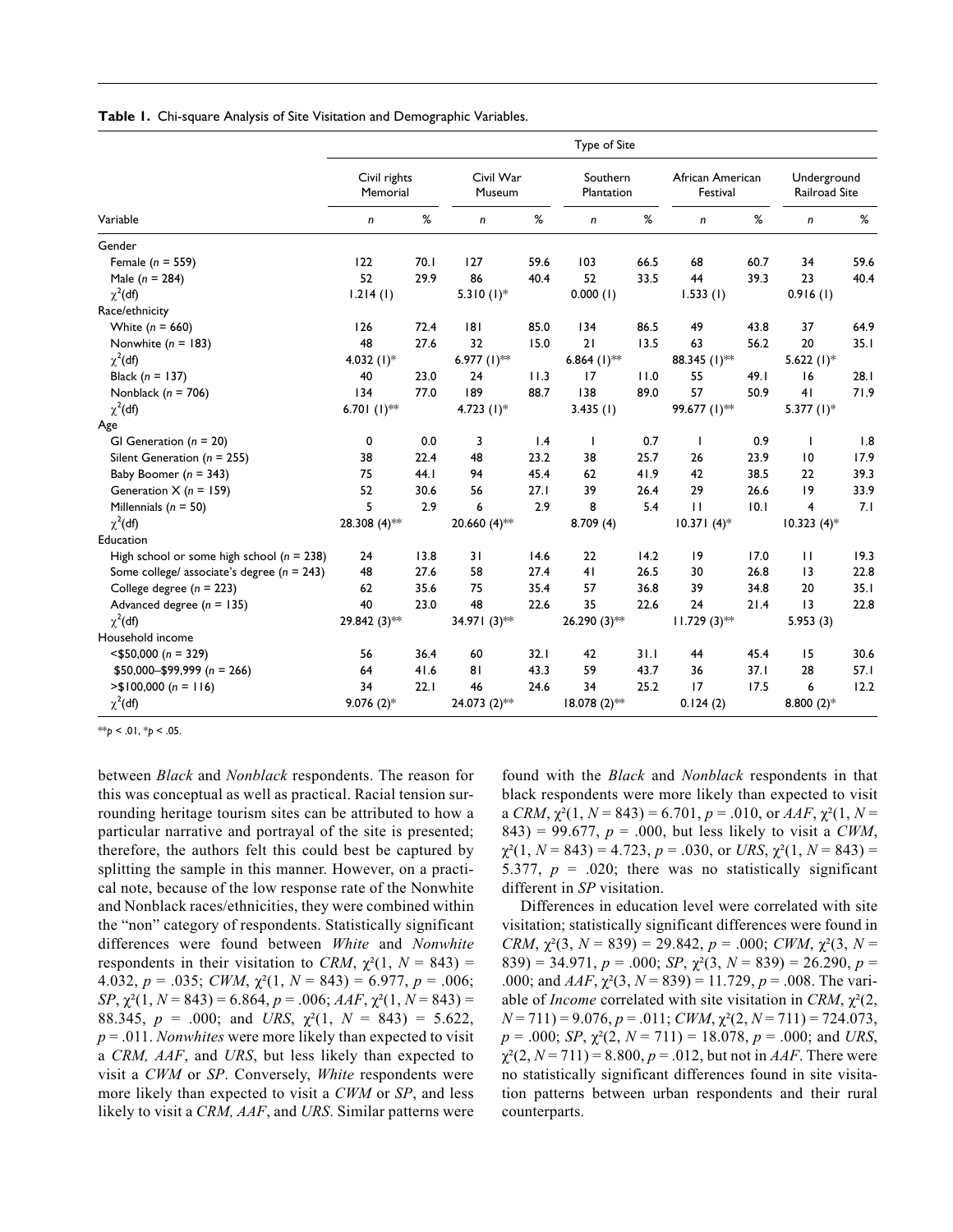**Table 1.** Chi-square Analysis of Site Visitation and Demographic Variables.

| Variable | Type of Site | | | | | | | | | |
|---|---|---|---|---|---|---|---|---|---|---|
| | Civil rights Memorial | | Civil War Museum | | Southern Plantation | | African American Festival | | Underground Railroad Site | |
| | *n* | % | *n* | % | *n* | % | *n* | % | *n* | % |
| Gender | | | | | | | | | | |
| Female (*n* = 559) | 122 | 70.1 | 127 | 59.6 | 103 | 66.5 | 68 | 60.7 | 34 | 59.6 |
| Male (*n* = 284) | 52 | 29.9 | 86 | 40.4 | 52 | 33.5 | 44 | 39.3 | 23 | 40.4 |
| $\chi^2$(df) | 1.214 (1) | | 5.310 (1)* | | 0.000 (1) | | 1.533 (1) | | 0.916 (1) | |
| Race/ethnicity | | | | | | | | | | |
| White (*n* = 660) | 126 | 72.4 | 181 | 85.0 | 134 | 86.5 | 49 | 43.8 | 37 | 64.9 |
| Nonwhite (*n* = 183) | 48 | 27.6 | 32 | 15.0 | 21 | 13.5 | 63 | 56.2 | 20 | 35.1 |
| $\chi^2$(df) | 4.032 (1)* | | 6.977 (1)** | | 6.864 (1)** | | 88.345 (1)** | | 5.622 (1)* | |
| Black (*n* = 137) | 40 | 23.0 | 24 | 11.3 | 17 | 11.0 | 55 | 49.1 | 16 | 28.1 |
| Nonblack (*n* = 706) | 134 | 77.0 | 189 | 88.7 | 138 | 89.0 | 57 | 50.9 | 41 | 71.9 |
| $\chi^2$(df) | 6.701 (1)** | | 4.723 (1)* | | 3.435 (1) | | 99.677 (1)** | | 5.377 (1)* | |
| Age | | | | | | | | | | |
| GI Generation (*n* = 20) | 0 | 0.0 | 3 | 1.4 | 1 | 0.7 | 1 | 0.9 | 1 | 1.8 |
| Silent Generation (*n* = 255) | 38 | 22.4 | 48 | 23.2 | 38 | 25.7 | 26 | 23.9 | 10 | 17.9 |
| Baby Boomer (*n* = 343) | 75 | 44.1 | 94 | 45.4 | 62 | 41.9 | 42 | 38.5 | 22 | 39.3 |
| Generation X (*n* = 159) | 52 | 30.6 | 56 | 27.1 | 39 | 26.4 | 29 | 26.6 | 19 | 33.9 |
| Millennials (*n* = 50) | 5 | 2.9 | 6 | 2.9 | 8 | 5.4 | 11 | 10.1 | 4 | 7.1 |
| $\chi^2$(df) | 28.308 (4)** | | 20.660 (4)** | | 8.709 (4) | | 10.371 (4)* | | 10.323 (4)* | |
| Education | | | | | | | | | | |
| High school or some high school (*n* = 238) | 24 | 13.8 | 31 | 14.6 | 22 | 14.2 | 19 | 17.0 | 11 | 19.3 |
| Some college/ associate's degree (*n* = 243) | 48 | 27.6 | 58 | 27.4 | 41 | 26.5 | 30 | 26.8 | 13 | 22.8 |
| College degree (*n* = 223) | 62 | 35.6 | 75 | 35.4 | 57 | 36.8 | 39 | 34.8 | 20 | 35.1 |
| Advanced degree (*n* = 135) | 40 | 23.0 | 48 | 22.6 | 35 | 22.6 | 24 | 21.4 | 13 | 22.8 |
| $\chi^2$(df) | 29.842 (3)** | | 34.971 (3)** | | 26.290 (3)** | | 11.729 (3)** | | 5.953 (3) | |
| Household income | | | | | | | | | | |
| <$50,000 (*n* = 329) | 56 | 36.4 | 60 | 32.1 | 42 | 31.1 | 44 | 45.4 | 15 | 30.6 |
| $50,000–$99,999 (*n* = 266) | 64 | 41.6 | 81 | 43.3 | 59 | 43.7 | 36 | 37.1 | 28 | 57.1 |
| >$100,000 (*n* = 116) | 34 | 22.1 | 46 | 24.6 | 34 | 25.2 | 17 | 17.5 | 6 | 12.2 |
| $\chi^2$(df) | 9.076 (2)* | | 24.073 (2)** | | 18.078 (2)** | | 0.124 (2) | | 8.800 (2)* | |

**$p < .01$, *$p < .05$.

between *Black* and *Nonblack* respondents. The reason for this was conceptual as well as practical. Racial tension surrounding heritage tourism sites can be attributed to how a particular narrative and portrayal of the site is presented; therefore, the authors felt this could best be captured by splitting the sample in this manner. However, on a practical note, because of the low response rate of the Nonwhite and Nonblack races/ethnicities, they were combined within the "non" category of respondents. Statistically significant differences were found between *White* and *Nonwhite* respondents in their visitation to *CRM*, $\chi^2(1, N = 843) = 4.032$, $p = .035$; *CWM*, $\chi^2(1, N = 843) = 6.977$, $p = .006$; *SP*, $\chi^2(1, N = 843) = 6.864$, $p = .006$; *AAF*, $\chi^2(1, N = 843) = 88.345$, $p = .000$; and *URS*, $\chi^2(1, N = 843) = 5.622$, $p = .011$. *Nonwhites* were more likely than expected to visit a *CRM, AAF*, and *URS*, but less likely than expected to visit a *CWM* or *SP*. Conversely, *White* respondents were more likely than expected to visit a *CWM* or *SP*, and less likely to visit a *CRM, AAF*, and *URS*. Similar patterns were found with the *Black* and *Nonblack* respondents in that black respondents were more likely than expected to visit a *CRM*, $\chi^2(1, N = 843) = 6.701$, $p = .010$, or *AAF*, $\chi^2(1, N = 843) = 99.677$, $p = .000$, but less likely to visit a *CWM*, $\chi^2(1, N = 843) = 4.723$, $p = .030$, or *URS*, $\chi^2(1, N = 843) = 5.377$, $p = .020$; there was no statistically significant different in *SP* visitation.

Differences in education level were correlated with site visitation; statistically significant differences were found in *CRM*, $\chi^2(3, N = 839) = 29.842$, $p = .000$; *CWM*, $\chi^2(3, N = 839) = 34.971$, $p = .000$; *SP*, $\chi^2(3, N = 839) = 26.290$, $p = .000$; and *AAF*, $\chi^2(3, N = 839) = 11.729$, $p = .008$. The variable of *Income* correlated with site visitation in *CRM*, $\chi^2(2, N = 711) = 9.076$, $p = .011$; *CWM*, $\chi^2(2, N = 711) = 724.073$, $p = .000$; *SP*, $\chi^2(2, N = 711) = 18.078$, $p = .000$; and *URS*, $\chi^2(2, N = 711) = 8.800$, $p = .012$, but not in *AAF*. There were no statistically significant differences found in site visitation patterns between urban respondents and their rural counterparts.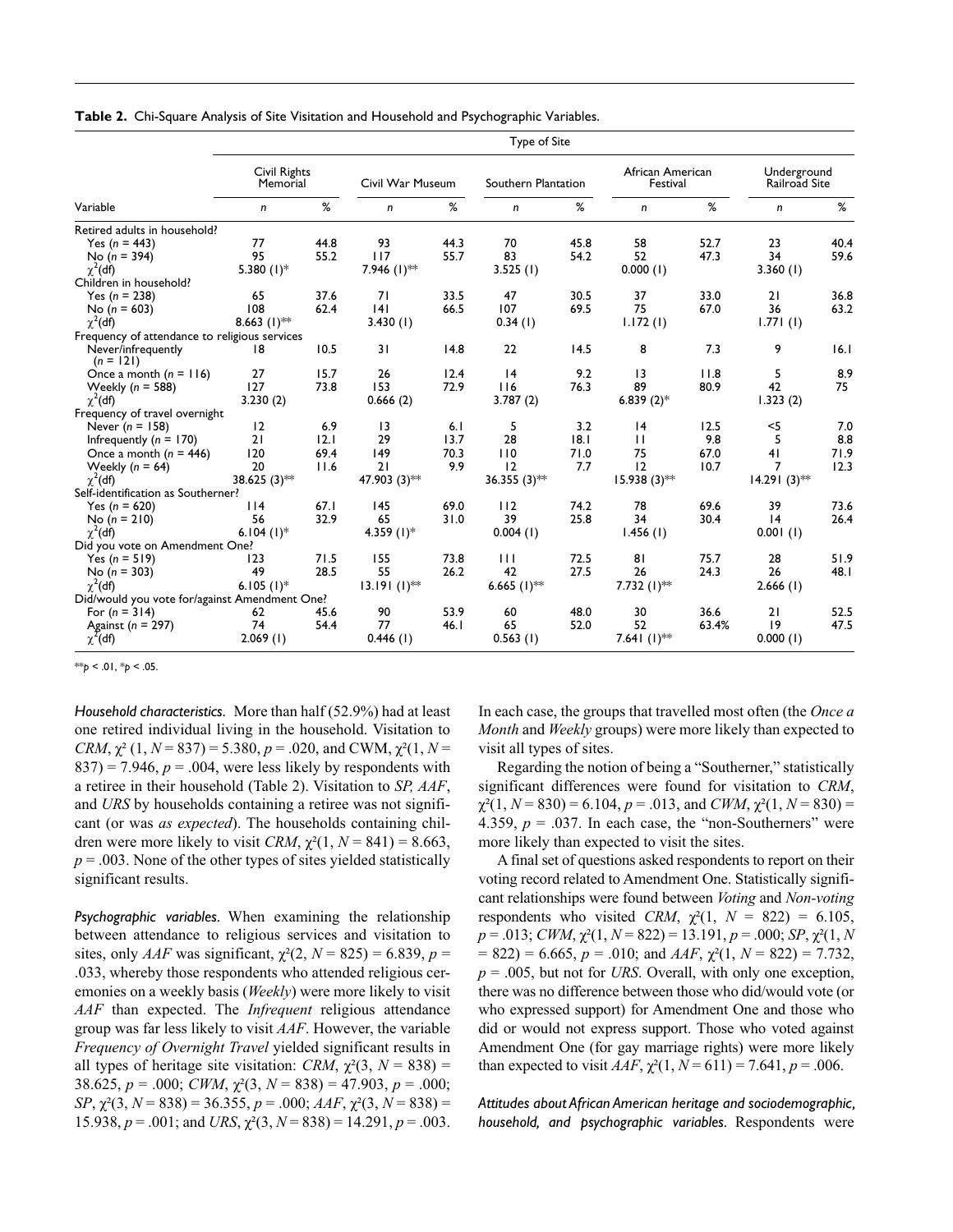**Table 2.** Chi-Square Analysis of Site Visitation and Household and Psychographic Variables.

| Variable | Civil Rights Memorial | | Civil War Museum | | Southern Plantation | | African American Festival | | Underground Railroad Site | |
|---|---|---|---|---|---|---|---|---|---|---|
| | $n$ | % | $n$ | % | $n$ | % | $n$ | % | $n$ | % |
| Retired adults in household? | | | | | | | | | | |
| Yes ($n$ = 443) | 77 | 44.8 | 93 | 44.3 | 70 | 45.8 | 58 | 52.7 | 23 | 40.4 |
| No ($n$ = 394) | 95 | 55.2 | 117 | 55.7 | 83 | 54.2 | 52 | 47.3 | 34 | 59.6 |
| $\chi^2$(df) | 5.380 (1)* | | 7.946 (1)** | | 3.525 (1) | | 0.000 (1) | | 3.360 (1) | |
| Children in household? | | | | | | | | | | |
| Yes ($n$ = 238) | 65 | 37.6 | 71 | 33.5 | 47 | 30.5 | 37 | 33.0 | 21 | 36.8 |
| No ($n$ = 603) | 108 | 62.4 | 141 | 66.5 | 107 | 69.5 | 75 | 67.0 | 36 | 63.2 |
| $\chi^2$(df) | 8.663 (1)** | | 3.430 (1) | | 0.34 (1) | | 1.172 (1) | | 1.771 (1) | |
| Frequency of attendance to religious services | | | | | | | | | | |
| Never/infrequently ($n$ = 121) | 18 | 10.5 | 31 | 14.8 | 22 | 14.5 | 8 | 7.3 | 9 | 16.1 |
| Once a month ($n$ = 116) | 27 | 15.7 | 26 | 12.4 | 14 | 9.2 | 13 | 11.8 | 5 | 8.9 |
| Weekly ($n$ = 588) | 127 | 73.8 | 153 | 72.9 | 116 | 76.3 | 89 | 80.9 | 42 | 75 |
| $\chi^2$(df) | 3.230 (2) | | 0.666 (2) | | 3.787 (2) | | 6.839 (2)* | | 1.323 (2) | |
| Frequency of travel overnight | | | | | | | | | | |
| Never ($n$ = 158) | 12 | 6.9 | 13 | 6.1 | 5 | 3.2 | 14 | 12.5 | <5 | 7.0 |
| Infrequently ($n$ = 170) | 21 | 12.1 | 29 | 13.7 | 28 | 18.1 | 11 | 9.8 | 5 | 8.8 |
| Once a month ($n$ = 446) | 120 | 69.4 | 149 | 70.3 | 110 | 71.0 | 75 | 67.0 | 41 | 71.9 |
| Weekly ($n$ = 64) | 20 | 11.6 | 21 | 9.9 | 12 | 7.7 | 12 | 10.7 | 7 | 12.3 |
| $\chi^2$(df) | 38.625 (3)** | | 47.903 (3)** | | 36.355 (3)** | | 15.938 (3)** | | 14.291 (3)** | |
| Self-identification as Southerner? | | | | | | | | | | |
| Yes ($n$ = 620) | 114 | 67.1 | 145 | 69.0 | 112 | 74.2 | 78 | 69.6 | 39 | 73.6 |
| No ($n$ = 210) | 56 | 32.9 | 65 | 31.0 | 39 | 25.8 | 34 | 30.4 | 14 | 26.4 |
| $\chi^2$(df) | 6.104 (1)* | | 4.359 (1)* | | 0.004 (1) | | 1.456 (1) | | 0.001 (1) | |
| Did you vote on Amendment One? | | | | | | | | | | |
| Yes ($n$ = 519) | 123 | 71.5 | 155 | 73.8 | 111 | 72.5 | 81 | 75.7 | 28 | 51.9 |
| No ($n$ = 303) | 49 | 28.5 | 55 | 26.2 | 42 | 27.5 | 26 | 24.3 | 26 | 48.1 |
| $\chi^2$(df) | 6.105 (1)* | | 13.191 (1)** | | 6.665 (1)** | | 7.732 (1)** | | 2.666 (1) | |
| Did/would you vote for/against Amendment One? | | | | | | | | | | |
| For ($n$ = 314) | 62 | 45.6 | 90 | 53.9 | 60 | 48.0 | 30 | 36.6 | 21 | 52.5 |
| Against ($n$ = 297) | 74 | 54.4 | 77 | 46.1 | 65 | 52.0 | 52 | 63.4% | 19 | 47.5 |
| $\chi^2$(df) | 2.069 (1) | | 0.446 (1) | | 0.563 (1) | | 7.641 (1)** | | 0.000 (1) | |

**$p$ < .01, *$p$ < .05.

*Household characteristics.* More than half (52.9%) had at least one retired individual living in the household. Visitation to *CRM*, $\chi^2$ (1, $N$ = 837) = 5.380, $p$ = .020, and CWM, $\chi^2$(1, $N$ = 837) = 7.946, $p$ = .004, were less likely by respondents with a retiree in their household (Table 2). Visitation to *SP, AAF*, and *URS* by households containing a retiree was not significant (or was *as expected*). The households containing children were more likely to visit *CRM*, $\chi^2$(1, $N$ = 841) = 8.663, $p$ = .003. None of the other types of sites yielded statistically significant results.

*Psychographic variables.* When examining the relationship between attendance to religious services and visitation to sites, only *AAF* was significant, $\chi^2$(2, $N$ = 825) = 6.839, $p$ = .033, whereby those respondents who attended religious ceremonies on a weekly basis (*Weekly*) were more likely to visit *AAF* than expected. The *Infrequent* religious attendance group was far less likely to visit *AAF*. However, the variable *Frequency of Overnight Travel* yielded significant results in all types of heritage site visitation: *CRM*, $\chi^2$(3, $N$ = 838) = 38.625, $p$ = .000; *CWM*, $\chi^2$(3, $N$ = 838) = 47.903, $p$ = .000; *SP*, $\chi^2$(3, $N$ = 838) = 36.355, $p$ = .000; *AAF*, $\chi^2$(3, $N$ = 838) = 15.938, $p$ = .001; and *URS*, $\chi^2$(3, $N$ = 838) = 14.291, $p$ = .003. In each case, the groups that travelled most often (the *Once a Month* and *Weekly* groups) were more likely than expected to visit all types of sites.

Regarding the notion of being a "Southerner," statistically significant differences were found for visitation to *CRM*, $\chi^2$(1, $N$ = 830) = 6.104, $p$ = .013, and *CWM*, $\chi^2$(1, $N$ = 830) = 4.359, $p$ = .037. In each case, the "non-Southerners" were more likely than expected to visit the sites.

A final set of questions asked respondents to report on their voting record related to Amendment One. Statistically significant relationships were found between *Voting* and *Non-voting* respondents who visited *CRM*, $\chi^2$(1, $N$ = 822) = 6.105, $p$ = .013; *CWM*, $\chi^2$(1, $N$ = 822) = 13.191, $p$ = .000; *SP*, $\chi^2$(1, $N$ = 822) = 6.665, $p$ = .010; and *AAF*, $\chi^2$(1, $N$ = 822) = 7.732, $p$ = .005, but not for *URS*. Overall, with only one exception, there was no difference between those who did/would vote (or who expressed support) for Amendment One and those who did or would not express support. Those who voted against Amendment One (for gay marriage rights) were more likely than expected to visit *AAF*, $\chi^2$(1, $N$ = 611) = 7.641, $p$ = .006.

*Attitudes about African American heritage and sociodemographic, household, and psychographic variables.* Respondents were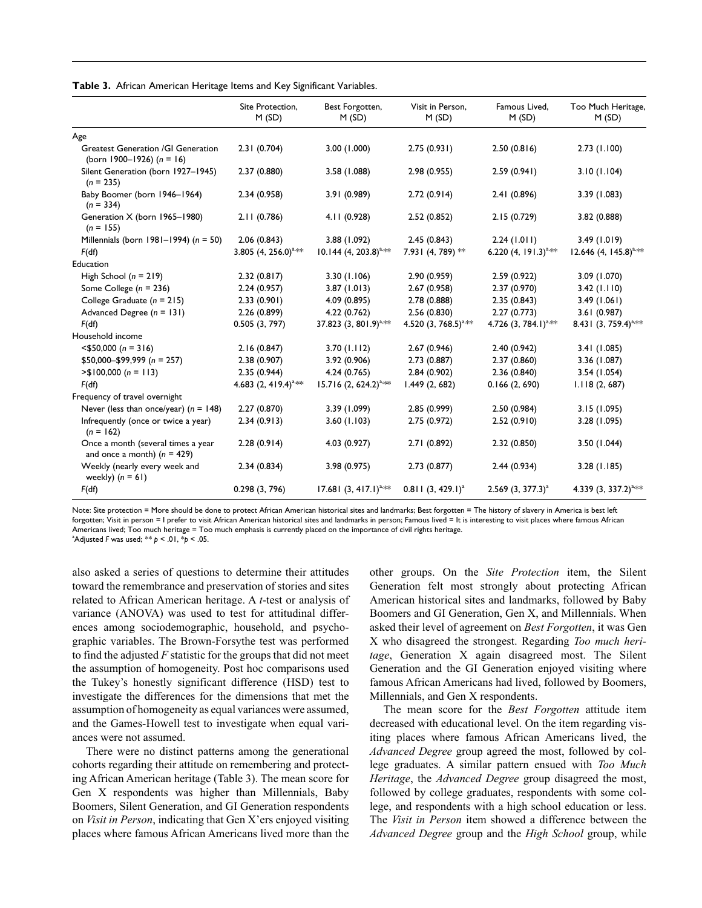**Table 3.** African American Heritage Items and Key Significant Variables.

| | Site Protection, M (SD) | Best Forgotten, M (SD) | Visit in Person, M (SD) | Famous Lived, M (SD) | Too Much Heritage, M (SD) |
|---|---|---|---|---|---|
| Age | | | | | |
| Greatest Generation /GI Generation (born 1900–1926) ($n$ = 16) | 2.31 (0.704) | 3.00 (1.000) | 2.75 (0.931) | 2.50 (0.816) | 2.73 (1.100) |
| Silent Generation (born 1927–1945) ($n$ = 235) | 2.37 (0.880) | 3.58 (1.088) | 2.98 (0.955) | 2.59 (0.941) | 3.10 (1.104) |
| Baby Boomer (born 1946–1964) ($n$ = 334) | 2.34 (0.958) | 3.91 (0.989) | 2.72 (0.914) | 2.41 (0.896) | 3.39 (1.083) |
| Generation X (born 1965–1980) ($n$ = 155) | 2.11 (0.786) | 4.11 (0.928) | 2.52 (0.852) | 2.15 (0.729) | 3.82 (0.888) |
| Millennials (born 1981–1994) ($n$ = 50) | 2.06 (0.843) | 3.88 (1.092) | 2.45 (0.843) | 2.24 (1.011) | 3.49 (1.019) |
| $F$(df) | 3.805 (4, 256.0)[a,**] | 10.144 (4, 203.8)[a,**] | 7.931 (4, 789) ** | 6.220 (4, 191.3)[a,**] | 12.646 (4, 145.8)[a,**] |
| Education | | | | | |
| High School ($n$ = 219) | 2.32 (0.817) | 3.30 (1.106) | 2.90 (0.959) | 2.59 (0.922) | 3.09 (1.070) |
| Some College ($n$ = 236) | 2.24 (0.957) | 3.87 (1.013) | 2.67 (0.958) | 2.37 (0.970) | 3.42 (1.110) |
| College Graduate ($n$ = 215) | 2.33 (0.901) | 4.09 (0.895) | 2.78 (0.888) | 2.35 (0.843) | 3.49 (1.061) |
| Advanced Degree ($n$ = 131) | 2.26 (0.899) | 4.22 (0.762) | 2.56 (0.830) | 2.27 (0.773) | 3.61 (0.987) |
| $F$(df) | 0.505 (3, 797) | 37.823 (3, 801.9)[a,**] | 4.520 (3, 768.5)[a,**] | 4.726 (3, 784.1)[a,**] | 8.431 (3, 759.4)[a,**] |
| Household income | | | | | |
| <$50,000 ($n$ = 316) | 2.16 (0.847) | 3.70 (1.112) | 2.67 (0.946) | 2.40 (0.942) | 3.41 (1.085) |
| $50,000–$99,999 ($n$ = 257) | 2.38 (0.907) | 3.92 (0.906) | 2.73 (0.887) | 2.37 (0.860) | 3.36 (1.087) |
| >$100,000 ($n$ = 113) | 2.35 (0.944) | 4.24 (0.765) | 2.84 (0.902) | 2.36 (0.840) | 3.54 (1.054) |
| $F$(df) | 4.683 (2, 419.4)[a,**] | 15.716 (2, 624.2)[a,**] | 1.449 (2, 682) | 0.166 (2, 690) | 1.118 (2, 687) |
| Frequency of travel overnight | | | | | |
| Never (less than once/year) ($n$ = 148) | 2.27 (0.870) | 3.39 (1.099) | 2.85 (0.999) | 2.50 (0.984) | 3.15 (1.095) |
| Infrequently (once or twice a year) ($n$ = 162) | 2.34 (0.913) | 3.60 (1.103) | 2.75 (0.972) | 2.52 (0.910) | 3.28 (1.095) |
| Once a month (several times a year and once a month) ($n$ = 429) | 2.28 (0.914) | 4.03 (0.927) | 2.71 (0.892) | 2.32 (0.850) | 3.50 (1.044) |
| Weekly (nearly every week and weekly) ($n$ = 61) | 2.34 (0.834) | 3.98 (0.975) | 2.73 (0.877) | 2.44 (0.934) | 3.28 (1.185) |
| $F$(df) | 0.298 (3, 796) | 17.681 (3, 417.1)[a,**] | 0.811 (3, 429.1)[a] | 2.569 (3, 377.3)[a] | 4.339 (3, 337.2)[a,**] |

Note: Site protection = More should be done to protect African American historical sites and landmarks; Best forgotten = The history of slavery in America is best left forgotten; Visit in person = I prefer to visit African American historical sites and landmarks in person; Famous lived = It is interesting to visit places where famous African Americans lived; Too much heritage = Too much emphasis is currently placed on the importance of civil rights heritage.
[a]Adjusted $F$ was used; ** $p < .01$, *$p < .05$.

also asked a series of questions to determine their attitudes toward the remembrance and preservation of stories and sites related to African American heritage. A $t$-test or analysis of variance (ANOVA) was used to test for attitudinal differences among sociodemographic, household, and psychographic variables. The Brown-Forsythe test was performed to find the adjusted $F$ statistic for the groups that did not meet the assumption of homogeneity. Post hoc comparisons used the Tukey's honestly significant difference (HSD) test to investigate the differences for the dimensions that met the assumption of homogeneity as equal variances were assumed, and the Games-Howell test to investigate when equal variances were not assumed.

There were no distinct patterns among the generational cohorts regarding their attitude on remembering and protecting African American heritage (Table 3). The mean score for Gen X respondents was higher than Millennials, Baby Boomers, Silent Generation, and GI Generation respondents on *Visit in Person*, indicating that Gen X'ers enjoyed visiting places where famous African Americans lived more than the other groups. On the *Site Protection* item, the Silent Generation felt most strongly about protecting African American historical sites and landmarks, followed by Baby Boomers and GI Generation, Gen X, and Millennials. When asked their level of agreement on *Best Forgotten*, it was Gen X who disagreed the strongest. Regarding *Too much heritage*, Generation X again disagreed most. The Silent Generation and the GI Generation enjoyed visiting where famous African Americans had lived, followed by Boomers, Millennials, and Gen X respondents.

The mean score for the *Best Forgotten* attitude item decreased with educational level. On the item regarding visiting places where famous African Americans lived, the *Advanced Degree* group agreed the most, followed by college graduates. A similar pattern ensued with *Too Much Heritage*, the *Advanced Degree* group disagreed the most, followed by college graduates, respondents with some college, and respondents with a high school education or less. The *Visit in Person* item showed a difference between the *Advanced Degree* group and the *High School* group, while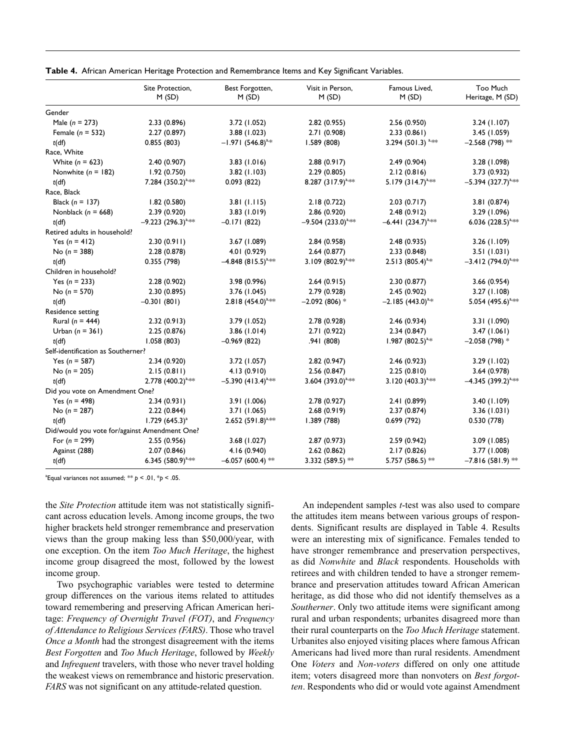**Table 4.** African American Heritage Protection and Remembrance Items and Key Significant Variables.

| | Site Protection, M (SD) | Best Forgotten, M (SD) | Visit in Person, M (SD) | Famous Lived, M (SD) | Too Much Heritage, M (SD) |
|---|---|---|---|---|---|
| Gender | | | | | |
| Male ($n$ = 273) | 2.33 (0.896) | 3.72 (1.052) | 2.82 (0.955) | 2.56 (0.950) | 3.24 (1.107) |
| Female ($n$ = 532) | 2.27 (0.897) | 3.88 (1.023) | 2.71 (0.908) | 2.33 (0.861) | 3.45 (1.059) |
| $t$(df) | 0.855 (803) | −1.971 (546.8)[a,*] | 1.589 (808) | 3.294 (501.3) [a,**] | −2.568 (798) ** |
| Race, White | | | | | |
| White ($n$ = 623) | 2.40 (0.907) | 3.83 (1.016) | 2.88 (0.917) | 2.49 (0.904) | 3.28 (1.098) |
| Nonwhite ($n$ = 182) | 1.92 (0.750) | 3.82 (1.103) | 2.29 (0.805) | 2.12 (0.816) | 3.73 (0.932) |
| $t$(df) | 7.284 (350.2)[a,**] | 0.093 (822) | 8.287 (317.9)[a,**] | 5.179 (314.7)[a,**] | −5.394 (327.7)[a,**] |
| Race, Black | | | | | |
| Black ($n$ = 137) | 1.82 (0.580) | 3.81 (1.115) | 2.18 (0.722) | 2.03 (0.717) | 3.81 (0.874) |
| Nonblack ($n$ = 668) | 2.39 (0.920) | 3.83 (1.019) | 2.86 (0.920) | 2.48 (0.912) | 3.29 (1.096) |
| $t$(df) | −9.223 (296.3)[a,**] | −0.171 (822) | −9.504 (233.0)[a,**] | −6.441 (234.7)[a,**] | 6.036 (228.5)[a,**] |
| Retired adults in household? | | | | | |
| Yes ($n$ = 412) | 2.30 (0.911) | 3.67 (1.089) | 2.84 (0.958) | 2.48 (0.935) | 3.26 (1.109) |
| No ($n$ = 388) | 2.28 (0.878) | 4.01 (0.929) | 2.64 (0.877) | 2.33 (0.848) | 3.51 (1.031) |
| $t$(df) | 0.355 (798) | −4.848 (815.5)[a,**] | 3.109 (802.9)[a,**] | 2.513 (805.4)[a,*] | −3.412 (794.0)[a,**] |
| Children in household? | | | | | |
| Yes ($n$ = 233) | 2.28 (0.902) | 3.98 (0.996) | 2.64 (0.915) | 2.30 (0.877) | 3.66 (0.954) |
| No ($n$ = 570) | 2.30 (0.895) | 3.76 (1.045) | 2.79 (0.928) | 2.45 (0.902) | 3.27 (1.108) |
| $t$(df) | −0.301 (801) | 2.818 (454.0)[a,**] | −2.092 (806) * | −2.185 (443.0)[a,*] | 5.054 (495.6)[a,**] |
| Residence setting | | | | | |
| Rural ($n$ = 444) | 2.32 (0.913) | 3.79 (1.052) | 2.78 (0.928) | 2.46 (0.934) | 3.31 (1.090) |
| Urban ($n$ = 361) | 2.25 (0.876) | 3.86 (1.014) | 2.71 (0.922) | 2.34 (0.847) | 3.47 (1.061) |
| $t$(df) | 1.058 (803) | −0.969 (822) | .941 (808) | 1.987 (802.5)[a,*] | −2.058 (798) * |
| Self-identification as Southerner? | | | | | |
| Yes ($n$ = 587) | 2.34 (0.920) | 3.72 (1.057) | 2.82 (0.947) | 2.46 (0.923) | 3.29 (1.102) |
| No ($n$ = 205) | 2.15 (0.811) | 4.13 (0.910) | 2.56 (0.847) | 2.25 (0.810) | 3.64 (0.978) |
| $t$(df) | 2.778 (400.2)[a,**] | −5.390 (413.4)[a,**] | 3.604 (393.0)[a,**] | 3.120 (403.3)[a,**] | −4.345 (399.2)[a,**] |
| Did you vote on Amendment One? | | | | | |
| Yes ($n$ = 498) | 2.34 (0.931) | 3.91 (1.006) | 2.78 (0.927) | 2.41 (0.899) | 3.40 (1.109) |
| No ($n$ = 287) | 2.22 (0.844) | 3.71 (1.065) | 2.68 (0.919) | 2.37 (0.874) | 3.36 (1.031) |
| $t$(df) | 1.729 (645.3)[a] | 2.652 (591.8)[a,**] | 1.389 (788) | 0.699 (792) | 0.530 (778) |
| Did/would you vote for/against Amendment One? | | | | | |
| For ($n$ = 299) | 2.55 (0.956) | 3.68 (1.027) | 2.87 (0.973) | 2.59 (0.942) | 3.09 (1.085) |
| Against (288) | 2.07 (0.846) | 4.16 (0.940) | 2.62 (0.862) | 2.17 (0.826) | 3.77 (1.008) |
| $t$(df) | 6.345 (580.9)[a,**] | −6.057 (600.4) ** | 3.332 (589.5) ** | 5.757 (586.5) ** | −7.816 (581.9) ** |

[a]Equal variances not assumed; ** $p$ < .01, *$p$ < .05.

the *Site Protection* attitude item was not statistically significant across education levels. Among income groups, the two higher brackets held stronger remembrance and preservation views than the group making less than $50,000/year, with one exception. On the item *Too Much Heritage*, the highest income group disagreed the most, followed by the lowest income group.

Two psychographic variables were tested to determine group differences on the various items related to attitudes toward remembering and preserving African American heritage: *Frequency of Overnight Travel (FOT)*, and *Frequency of Attendance to Religious Services (FARS)*. Those who travel *Once a Month* had the strongest disagreement with the items *Best Forgotten* and *Too Much Heritage*, followed by *Weekly* and *Infrequent* travelers, with those who never travel holding the weakest views on remembrance and historic preservation. *FARS* was not significant on any attitude-related question.

An independent samples $t$-test was also used to compare the attitudes item means between various groups of respondents. Significant results are displayed in Table 4. Results were an interesting mix of significance. Females tended to have stronger remembrance and preservation perspectives, as did *Nonwhite* and *Black* respondents. Households with retirees and with children tended to have a stronger remembrance and preservation attitudes toward African American heritage, as did those who did not identify themselves as a *Southerner*. Only two attitude items were significant among rural and urban respondents; urbanites disagreed more than their rural counterparts on the *Too Much Heritage* statement. Urbanites also enjoyed visiting places where famous African Americans had lived more than rural residents. Amendment One *Voters* and *Non-voters* differed on only one attitude item; voters disagreed more than nonvoters on *Best forgotten*. Respondents who did or would vote against Amendment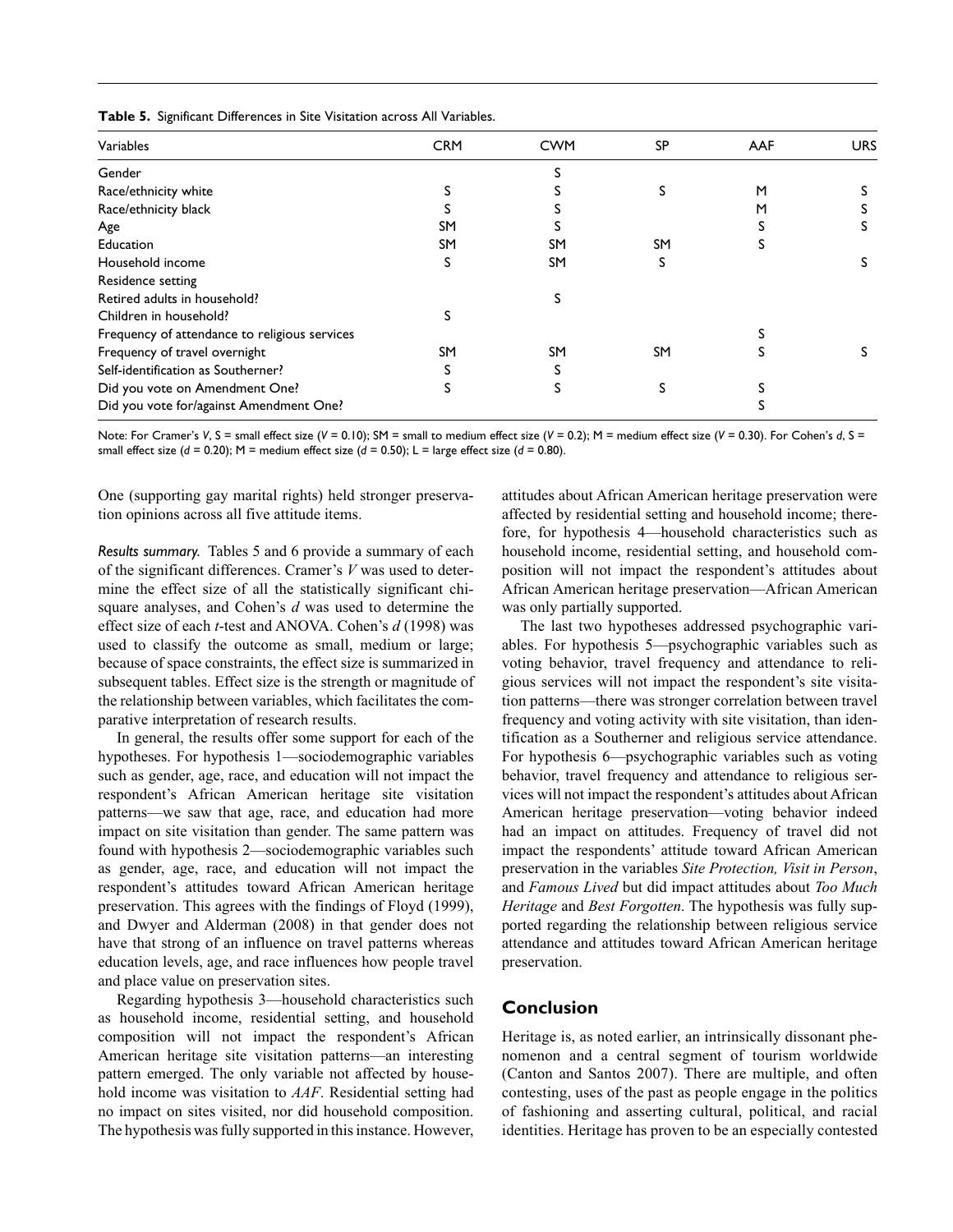**Table 5.** Significant Differences in Site Visitation across All Variables.

| Variables | CRM | CWM | SP | AAF | URS |
|---|---|---|---|---|---|
| Gender | | S | | | |
| Race/ethnicity white | S | S | S | M | S |
| Race/ethnicity black | S | S | | M | S |
| Age | SM | S | | S | S |
| Education | SM | SM | SM | S | |
| Household income | S | SM | S | | S |
| Residence setting | | | | | |
| Retired adults in household? | | S | | | |
| Children in household? | S | | | | |
| Frequency of attendance to religious services | | | | S | |
| Frequency of travel overnight | SM | SM | SM | S | S |
| Self-identification as Southerner? | S | S | | | |
| Did you vote on Amendment One? | S | S | S | S | |
| Did you vote for/against Amendment One? | | | | S | |

Note: For Cramer's *V*, S = small effect size (*V* = 0.10); SM = small to medium effect size (*V* = 0.2); M = medium effect size (*V* = 0.30). For Cohen's *d*, S = small effect size (*d* = 0.20); M = medium effect size (*d* = 0.50); L = large effect size (*d* = 0.80).

One (supporting gay marital rights) held stronger preservation opinions across all five attitude items.

*Results summary.* Tables 5 and 6 provide a summary of each of the significant differences. Cramer's *V* was used to determine the effect size of all the statistically significant chi-square analyses, and Cohen's *d* was used to determine the effect size of each *t*-test and ANOVA. Cohen's *d* (1998) was used to classify the outcome as small, medium or large; because of space constraints, the effect size is summarized in subsequent tables. Effect size is the strength or magnitude of the relationship between variables, which facilitates the comparative interpretation of research results.

In general, the results offer some support for each of the hypotheses. For hypothesis 1—sociodemographic variables such as gender, age, race, and education will not impact the respondent's African American heritage site visitation patterns—we saw that age, race, and education had more impact on site visitation than gender. The same pattern was found with hypothesis 2—sociodemographic variables such as gender, age, race, and education will not impact the respondent's attitudes toward African American heritage preservation. This agrees with the findings of Floyd (1999), and Dwyer and Alderman (2008) in that gender does not have that strong of an influence on travel patterns whereas education levels, age, and race influences how people travel and place value on preservation sites.

Regarding hypothesis 3—household characteristics such as household income, residential setting, and household composition will not impact the respondent's African American heritage site visitation patterns—an interesting pattern emerged. The only variable not affected by household income was visitation to *AAF*. Residential setting had no impact on sites visited, nor did household composition. The hypothesis was fully supported in this instance. However, attitudes about African American heritage preservation were affected by residential setting and household income; therefore, for hypothesis 4—household characteristics such as household income, residential setting, and household composition will not impact the respondent's attitudes about African American heritage preservation—African American was only partially supported.

The last two hypotheses addressed psychographic variables. For hypothesis 5—psychographic variables such as voting behavior, travel frequency and attendance to religious services will not impact the respondent's site visitation patterns—there was stronger correlation between travel frequency and voting activity with site visitation, than identification as a Southerner and religious service attendance. For hypothesis 6—psychographic variables such as voting behavior, travel frequency and attendance to religious services will not impact the respondent's attitudes about African American heritage preservation—voting behavior indeed had an impact on attitudes. Frequency of travel did not impact the respondents' attitude toward African American preservation in the variables *Site Protection, Visit in Person*, and *Famous Lived* but did impact attitudes about *Too Much Heritage* and *Best Forgotten*. The hypothesis was fully supported regarding the relationship between religious service attendance and attitudes toward African American heritage preservation.

## Conclusion

Heritage is, as noted earlier, an intrinsically dissonant phenomenon and a central segment of tourism worldwide (Canton and Santos 2007). There are multiple, and often contesting, uses of the past as people engage in the politics of fashioning and asserting cultural, political, and racial identities. Heritage has proven to be an especially contested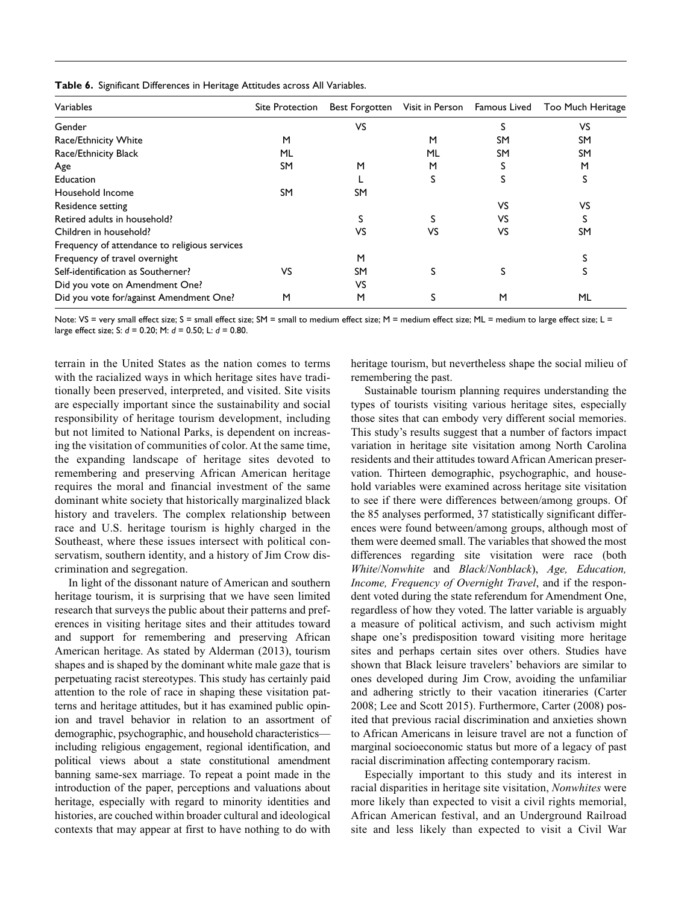**Table 6.** Significant Differences in Heritage Attitudes across All Variables.

| Variables | Site Protection | Best Forgotten | Visit in Person | Famous Lived | Too Much Heritage |
|---|---|---|---|---|---|
| Gender | | VS | | S | VS |
| Race/Ethnicity White | M | | M | SM | SM |
| Race/Ethnicity Black | ML | | ML | SM | SM |
| Age | SM | M | M | S | M |
| Education | | L | S | S | S |
| Household Income | SM | SM | | | |
| Residence setting | | | | VS | VS |
| Retired adults in household? | | S | S | VS | S |
| Children in household? | | VS | VS | VS | SM |
| Frequency of attendance to religious services | | | | | |
| Frequency of travel overnight | | M | | | S |
| Self-identification as Southerner? | VS | SM | S | S | S |
| Did you vote on Amendment One? | | VS | | | |
| Did you vote for/against Amendment One? | M | M | S | M | ML |

Note: VS = very small effect size; S = small effect size; SM = small to medium effect size; M = medium effect size; ML = medium to large effect size; L = large effect size; S: $d = 0.20$; M: $d = 0.50$; L: $d = 0.80$.

terrain in the United States as the nation comes to terms with the racialized ways in which heritage sites have traditionally been preserved, interpreted, and visited. Site visits are especially important since the sustainability and social responsibility of heritage tourism development, including but not limited to National Parks, is dependent on increasing the visitation of communities of color. At the same time, the expanding landscape of heritage sites devoted to remembering and preserving African American heritage requires the moral and financial investment of the same dominant white society that historically marginalized black history and travelers. The complex relationship between race and U.S. heritage tourism is highly charged in the Southeast, where these issues intersect with political conservatism, southern identity, and a history of Jim Crow discrimination and segregation.

In light of the dissonant nature of American and southern heritage tourism, it is surprising that we have seen limited research that surveys the public about their patterns and preferences in visiting heritage sites and their attitudes toward and support for remembering and preserving African American heritage. As stated by Alderman (2013), tourism shapes and is shaped by the dominant white male gaze that is perpetuating racist stereotypes. This study has certainly paid attention to the role of race in shaping these visitation patterns and heritage attitudes, but it has examined public opinion and travel behavior in relation to an assortment of demographic, psychographic, and household characteristics—including religious engagement, regional identification, and political views about a state constitutional amendment banning same-sex marriage. To repeat a point made in the introduction of the paper, perceptions and valuations about heritage, especially with regard to minority identities and histories, are couched within broader cultural and ideological contexts that may appear at first to have nothing to do with heritage tourism, but nevertheless shape the social milieu of remembering the past.

Sustainable tourism planning requires understanding the types of tourists visiting various heritage sites, especially those sites that can embody very different social memories. This study's results suggest that a number of factors impact variation in heritage site visitation among North Carolina residents and their attitudes toward African American preservation. Thirteen demographic, psychographic, and household variables were examined across heritage site visitation to see if there were differences between/among groups. Of the 85 analyses performed, 37 statistically significant differences were found between/among groups, although most of them were deemed small. The variables that showed the most differences regarding site visitation were race (both *White/Nonwhite* and *Black/Nonblack*), *Age, Education, Income, Frequency of Overnight Travel*, and if the respondent voted during the state referendum for Amendment One, regardless of how they voted. The latter variable is arguably a measure of political activism, and such activism might shape one's predisposition toward visiting more heritage sites and perhaps certain sites over others. Studies have shown that Black leisure travelers' behaviors are similar to ones developed during Jim Crow, avoiding the unfamiliar and adhering strictly to their vacation itineraries (Carter 2008; Lee and Scott 2015). Furthermore, Carter (2008) posited that previous racial discrimination and anxieties shown to African Americans in leisure travel are not a function of marginal socioeconomic status but more of a legacy of past racial discrimination affecting contemporary racism.

Especially important to this study and its interest in racial disparities in heritage site visitation, *Nonwhites* were more likely than expected to visit a civil rights memorial, African American festival, and an Underground Railroad site and less likely than expected to visit a Civil War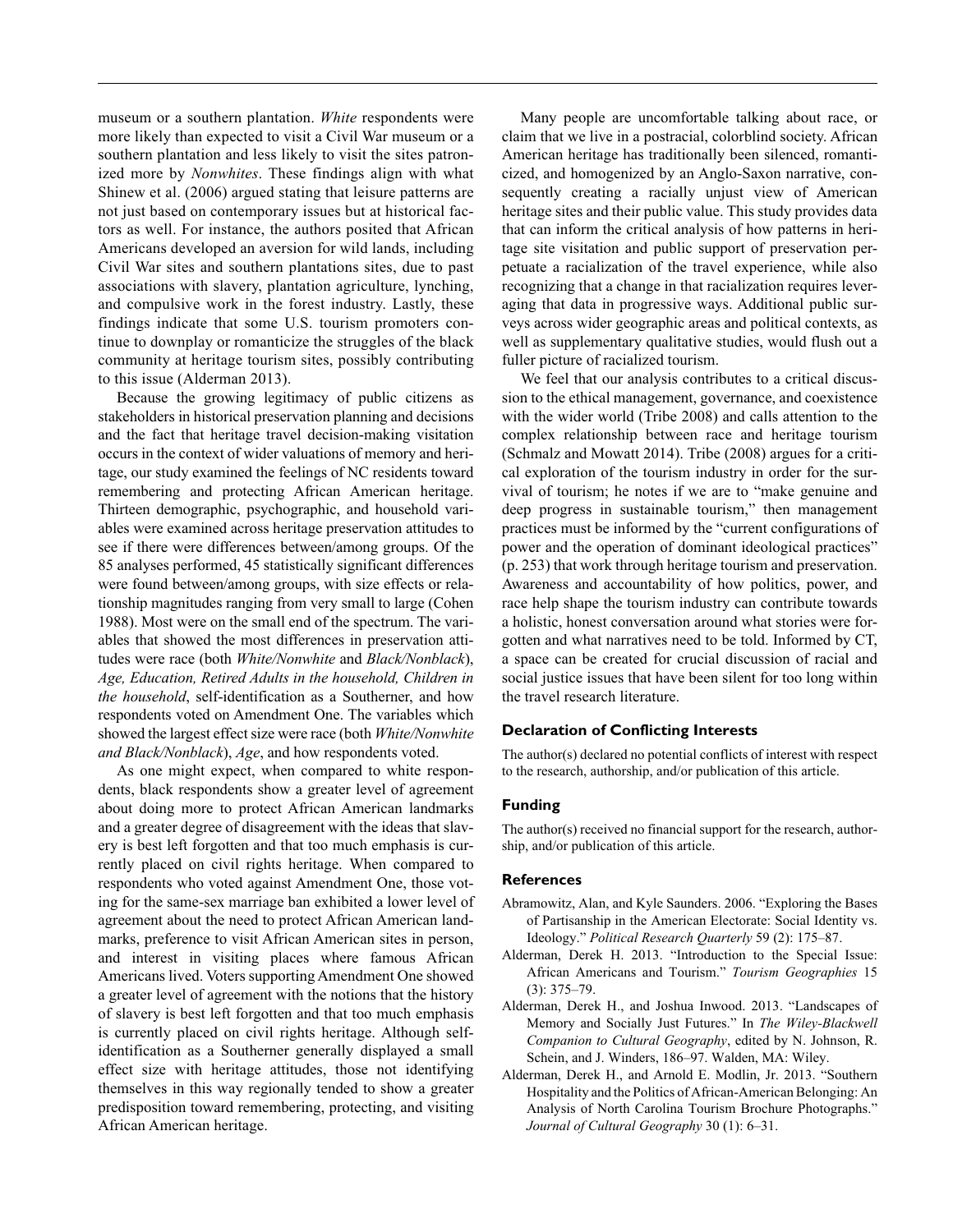museum or a southern plantation. *White* respondents were more likely than expected to visit a Civil War museum or a southern plantation and less likely to visit the sites patronized more by *Nonwhites*. These findings align with what Shinew et al. (2006) argued stating that leisure patterns are not just based on contemporary issues but at historical factors as well. For instance, the authors posited that African Americans developed an aversion for wild lands, including Civil War sites and southern plantations sites, due to past associations with slavery, plantation agriculture, lynching, and compulsive work in the forest industry. Lastly, these findings indicate that some U.S. tourism promoters continue to downplay or romanticize the struggles of the black community at heritage tourism sites, possibly contributing to this issue (Alderman 2013).

Because the growing legitimacy of public citizens as stakeholders in historical preservation planning and decisions and the fact that heritage travel decision-making visitation occurs in the context of wider valuations of memory and heritage, our study examined the feelings of NC residents toward remembering and protecting African American heritage. Thirteen demographic, psychographic, and household variables were examined across heritage preservation attitudes to see if there were differences between/among groups. Of the 85 analyses performed, 45 statistically significant differences were found between/among groups, with size effects or relationship magnitudes ranging from very small to large (Cohen 1988). Most were on the small end of the spectrum. The variables that showed the most differences in preservation attitudes were race (both *White/Nonwhite* and *Black/Nonblack*), *Age, Education, Retired Adults in the household, Children in the household*, self-identification as a Southerner, and how respondents voted on Amendment One. The variables which showed the largest effect size were race (both *White/Nonwhite and Black/Nonblack*), *Age*, and how respondents voted.

As one might expect, when compared to white respondents, black respondents show a greater level of agreement about doing more to protect African American landmarks and a greater degree of disagreement with the ideas that slavery is best left forgotten and that too much emphasis is currently placed on civil rights heritage. When compared to respondents who voted against Amendment One, those voting for the same-sex marriage ban exhibited a lower level of agreement about the need to protect African American landmarks, preference to visit African American sites in person, and interest in visiting places where famous African Americans lived. Voters supporting Amendment One showed a greater level of agreement with the notions that the history of slavery is best left forgotten and that too much emphasis is currently placed on civil rights heritage. Although self-identification as a Southerner generally displayed a small effect size with heritage attitudes, those not identifying themselves in this way regionally tended to show a greater predisposition toward remembering, protecting, and visiting African American heritage.

Many people are uncomfortable talking about race, or claim that we live in a postracial, colorblind society. African American heritage has traditionally been silenced, romanticized, and homogenized by an Anglo-Saxon narrative, consequently creating a racially unjust view of American heritage sites and their public value. This study provides data that can inform the critical analysis of how patterns in heritage site visitation and public support of preservation perpetuate a racialization of the travel experience, while also recognizing that a change in that racialization requires leveraging that data in progressive ways. Additional public surveys across wider geographic areas and political contexts, as well as supplementary qualitative studies, would flush out a fuller picture of racialized tourism.

We feel that our analysis contributes to a critical discussion to the ethical management, governance, and coexistence with the wider world (Tribe 2008) and calls attention to the complex relationship between race and heritage tourism (Schmalz and Mowatt 2014). Tribe (2008) argues for a critical exploration of the tourism industry in order for the survival of tourism; he notes if we are to "make genuine and deep progress in sustainable tourism," then management practices must be informed by the "current configurations of power and the operation of dominant ideological practices" (p. 253) that work through heritage tourism and preservation. Awareness and accountability of how politics, power, and race help shape the tourism industry can contribute towards a holistic, honest conversation around what stories were forgotten and what narratives need to be told. Informed by CT, a space can be created for crucial discussion of racial and social justice issues that have been silent for too long within the travel research literature.

## Declaration of Conflicting Interests

The author(s) declared no potential conflicts of interest with respect to the research, authorship, and/or publication of this article.

## Funding

The author(s) received no financial support for the research, authorship, and/or publication of this article.

## References

Abramowitz, Alan, and Kyle Saunders. 2006. "Exploring the Bases of Partisanship in the American Electorate: Social Identity vs. Ideology." *Political Research Quarterly* 59 (2): 175–87.

Alderman, Derek H. 2013. "Introduction to the Special Issue: African Americans and Tourism." *Tourism Geographies* 15 (3): 375–79.

Alderman, Derek H., and Joshua Inwood. 2013. "Landscapes of Memory and Socially Just Futures." In *The Wiley-Blackwell Companion to Cultural Geography*, edited by N. Johnson, R. Schein, and J. Winders, 186–97. Walden, MA: Wiley.

Alderman, Derek H., and Arnold E. Modlin, Jr. 2013. "Southern Hospitality and the Politics of African-American Belonging: An Analysis of North Carolina Tourism Brochure Photographs." *Journal of Cultural Geography* 30 (1): 6–31.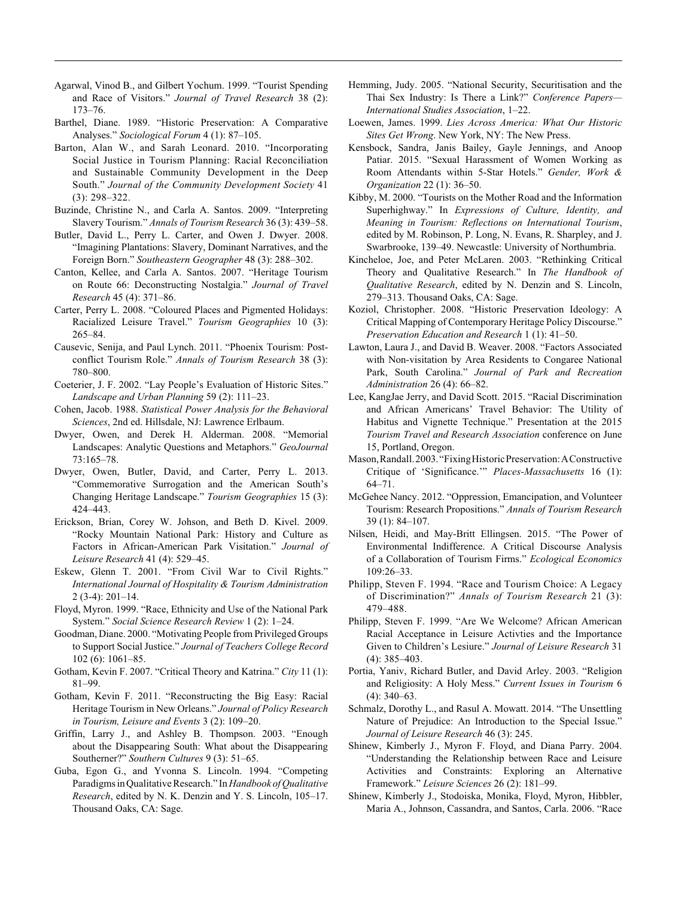Agarwal, Vinod B., and Gilbert Yochum. 1999. "Tourist Spending and Race of Visitors." *Journal of Travel Research* 38 (2): 173–76.

Barthel, Diane. 1989. "Historic Preservation: A Comparative Analyses." *Sociological Forum* 4 (1): 87–105.

Barton, Alan W., and Sarah Leonard. 2010. "Incorporating Social Justice in Tourism Planning: Racial Reconciliation and Sustainable Community Development in the Deep South." *Journal of the Community Development Society* 41 (3): 298–322.

Buzinde, Christine N., and Carla A. Santos. 2009. "Interpreting Slavery Tourism." *Annals of Tourism Research* 36 (3): 439–58.

Butler, David L., Perry L. Carter, and Owen J. Dwyer. 2008. "Imagining Plantations: Slavery, Dominant Narratives, and the Foreign Born." *Southeastern Geographer* 48 (3): 288–302.

Canton, Kellee, and Carla A. Santos. 2007. "Heritage Tourism on Route 66: Deconstructing Nostalgia." *Journal of Travel Research* 45 (4): 371–86.

Carter, Perry L. 2008. "Coloured Places and Pigmented Holidays: Racialized Leisure Travel." *Tourism Geographies* 10 (3): 265–84.

Causevic, Senija, and Paul Lynch. 2011. "Phoenix Tourism: Post-conflict Tourism Role." *Annals of Tourism Research* 38 (3): 780–800.

Coeterier, J. F. 2002. "Lay People's Evaluation of Historic Sites." *Landscape and Urban Planning* 59 (2): 111–23.

Cohen, Jacob. 1988. *Statistical Power Analysis for the Behavioral Sciences*, 2nd ed. Hillsdale, NJ: Lawrence Erlbaum.

Dwyer, Owen, and Derek H. Alderman. 2008. "Memorial Landscapes: Analytic Questions and Metaphors." *GeoJournal* 73:165–78.

Dwyer, Owen, Butler, David, and Carter, Perry L. 2013. "Commemorative Surrogation and the American South's Changing Heritage Landscape." *Tourism Geographies* 15 (3): 424–443.

Erickson, Brian, Corey W. Johson, and Beth D. Kivel. 2009. "Rocky Mountain National Park: History and Culture as Factors in African-American Park Visitation." *Journal of Leisure Research* 41 (4): 529–45.

Eskew, Glenn T. 2001. "From Civil War to Civil Rights." *International Journal of Hospitality & Tourism Administration* 2 (3-4): 201–14.

Floyd, Myron. 1999. "Race, Ethnicity and Use of the National Park System." *Social Science Research Review* 1 (2): 1–24.

Goodman, Diane. 2000. "Motivating People from Privileged Groups to Support Social Justice." *Journal of Teachers College Record* 102 (6): 1061–85.

Gotham, Kevin F. 2007. "Critical Theory and Katrina." *City* 11 (1): 81–99.

Gotham, Kevin F. 2011. "Reconstructing the Big Easy: Racial Heritage Tourism in New Orleans." *Journal of Policy Research in Tourism, Leisure and Events* 3 (2): 109–20.

Griffin, Larry J., and Ashley B. Thompson. 2003. "Enough about the Disappearing South: What about the Disappearing Southerner?" *Southern Cultures* 9 (3): 51–65.

Guba, Egon G., and Yvonna S. Lincoln. 1994. "Competing Paradigms in Qualitative Research." In *Handbook of Qualitative Research*, edited by N. K. Denzin and Y. S. Lincoln, 105–17. Thousand Oaks, CA: Sage.

Hemming, Judy. 2005. "National Security, Securitisation and the Thai Sex Industry: Is There a Link?" *Conference Papers—International Studies Association*, 1–22.

Loewen, James. 1999. *Lies Across America: What Our Historic Sites Get Wrong*. New York, NY: The New Press.

Kensbock, Sandra, Janis Bailey, Gayle Jennings, and Anoop Patiar. 2015. "Sexual Harassment of Women Working as Room Attendants within 5-Star Hotels." *Gender, Work & Organization* 22 (1): 36–50.

Kibby, M. 2000. "Tourists on the Mother Road and the Information Superhighway." In *Expressions of Culture, Identity, and Meaning in Tourism: Reflections on International Tourism*, edited by M. Robinson, P. Long, N. Evans, R. Sharpley, and J. Swarbrooke, 139–49. Newcastle: University of Northumbria.

Kincheloe, Joe, and Peter McLaren. 2003. "Rethinking Critical Theory and Qualitative Research." In *The Handbook of Qualitative Research*, edited by N. Denzin and S. Lincoln, 279–313. Thousand Oaks, CA: Sage.

Koziol, Christopher. 2008. "Historic Preservation Ideology: A Critical Mapping of Contemporary Heritage Policy Discourse." *Preservation Education and Research* 1 (1): 41–50.

Lawton, Laura J., and David B. Weaver. 2008. "Factors Associated with Non-visitation by Area Residents to Congaree National Park, South Carolina." *Journal of Park and Recreation Administration* 26 (4): 66–82.

Lee, KangJae Jerry, and David Scott. 2015. "Racial Discrimination and African Americans' Travel Behavior: The Utility of Habitus and Vignette Technique." Presentation at the 2015 *Tourism Travel and Research Association* conference on June 15, Portland, Oregon.

Mason, Randall. 2003. "Fixing Historic Preservation: A Constructive Critique of 'Significance.'" *Places-Massachusetts* 16 (1): 64–71.

McGehee Nancy. 2012. "Oppression, Emancipation, and Volunteer Tourism: Research Propositions." *Annals of Tourism Research* 39 (1): 84–107.

Nilsen, Heidi, and May-Britt Ellingsen. 2015. "The Power of Environmental Indifference. A Critical Discourse Analysis of a Collaboration of Tourism Firms." *Ecological Economics* 109:26–33.

Philipp, Steven F. 1994. "Race and Tourism Choice: A Legacy of Discrimination?" *Annals of Tourism Research* 21 (3): 479–488.

Philipp, Steven F. 1999. "Are We Welcome? African American Racial Acceptance in Leisure Activties and the Importance Given to Children's Lesiure." *Journal of Leisure Research* 31 (4): 385–403.

Portia, Yaniv, Richard Butler, and David Arley. 2003. "Religion and Religiosity: A Holy Mess." *Current Issues in Tourism* 6 (4): 340–63.

Schmalz, Dorothy L., and Rasul A. Mowatt. 2014. "The Unsettling Nature of Prejudice: An Introduction to the Special Issue." *Journal of Leisure Research* 46 (3): 245.

Shinew, Kimberly J., Myron F. Floyd, and Diana Parry. 2004. "Understanding the Relationship between Race and Leisure Activities and Constraints: Exploring an Alternative Framework." *Leisure Sciences* 26 (2): 181–99.

Shinew, Kimberly J., Stodoiska, Monika, Floyd, Myron, Hibbler, Maria A., Johnson, Cassandra, and Santos, Carla. 2006. "Race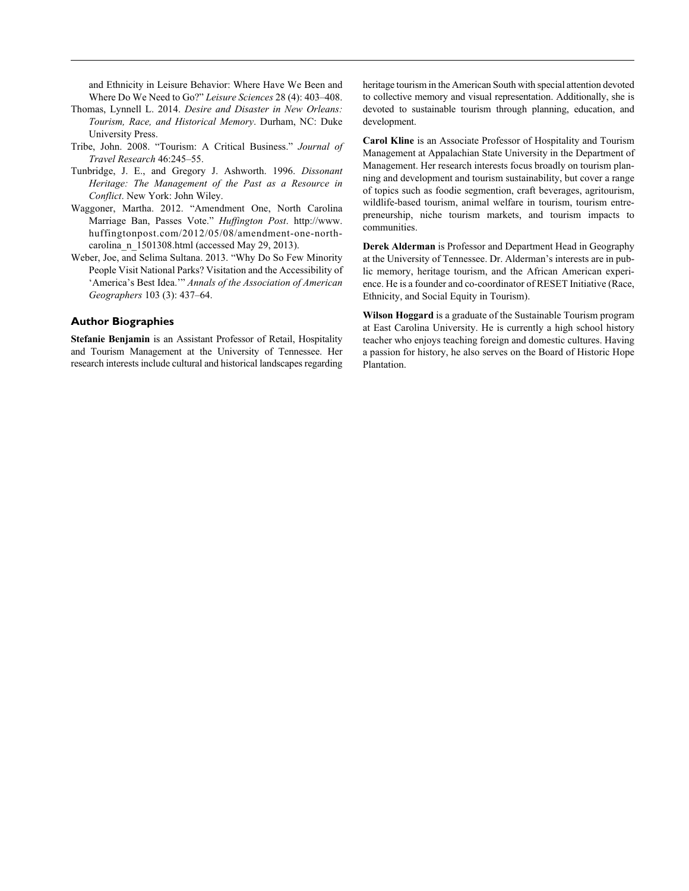and Ethnicity in Leisure Behavior: Where Have We Been and Where Do We Need to Go?" *Leisure Sciences* 28 (4): 403–408.

Thomas, Lynnell L. 2014. *Desire and Disaster in New Orleans: Tourism, Race, and Historical Memory*. Durham, NC: Duke University Press.

Tribe, John. 2008. "Tourism: A Critical Business." *Journal of Travel Research* 46:245–55.

Tunbridge, J. E., and Gregory J. Ashworth. 1996. *Dissonant Heritage: The Management of the Past as a Resource in Conflict*. New York: John Wiley.

Waggoner, Martha. 2012. "Amendment One, North Carolina Marriage Ban, Passes Vote." *Huffington Post*. http://www.huffingtonpost.com/2012/05/08/amendment-one-north-carolina_n_1501308.html (accessed May 29, 2013).

Weber, Joe, and Selima Sultana. 2013. "Why Do So Few Minority People Visit National Parks? Visitation and the Accessibility of 'America's Best Idea.'" *Annals of the Association of American Geographers* 103 (3): 437–64.

## Author Biographies

**Stefanie Benjamin** is an Assistant Professor of Retail, Hospitality and Tourism Management at the University of Tennessee. Her research interests include cultural and historical landscapes regarding heritage tourism in the American South with special attention devoted to collective memory and visual representation. Additionally, she is devoted to sustainable tourism through planning, education, and development.

**Carol Kline** is an Associate Professor of Hospitality and Tourism Management at Appalachian State University in the Department of Management. Her research interests focus broadly on tourism planning and development and tourism sustainability, but cover a range of topics such as foodie segmention, craft beverages, agritourism, wildlife-based tourism, animal welfare in tourism, tourism entrepreneurship, niche tourism markets, and tourism impacts to communities.

**Derek Alderman** is Professor and Department Head in Geography at the University of Tennessee. Dr. Alderman's interests are in public memory, heritage tourism, and the African American experience. He is a founder and co-coordinator of RESET Initiative (Race, Ethnicity, and Social Equity in Tourism).

**Wilson Hoggard** is a graduate of the Sustainable Tourism program at East Carolina University. He is currently a high school history teacher who enjoys teaching foreign and domestic cultures. Having a passion for history, he also serves on the Board of Historic Hope Plantation.